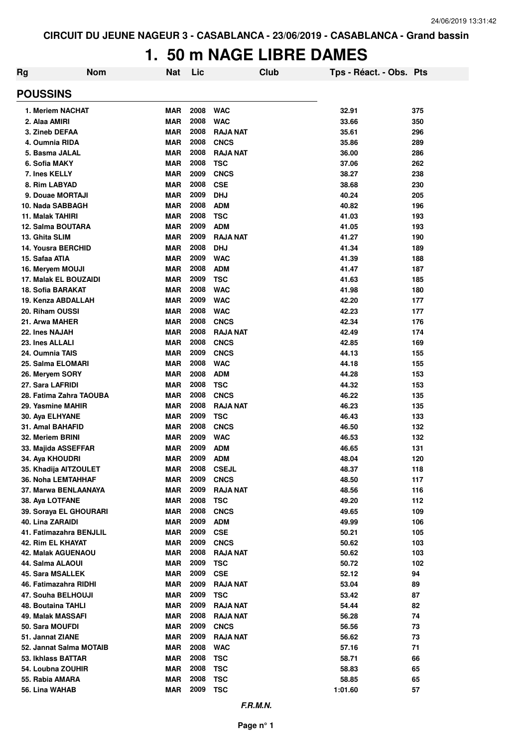CIRCUIT DU JEUNE NAGEUR 3 - CASABLANCA - 23/06/2019 - CASABLANCA - Grand bassin

# 1. 50 m NAGE LIBRE DAMES

| Rg | Nom | Nat | Lic | Club | Tps - Réact. - Obs. | Pts |
|---|---|---|---|---|---|---|
| **POUSSINS** | | | | | | |
| 1. | Meriem NACHAT | MAR | 2008 | WAC | 32.91 | 375 |
| 2. | Alaa AMIRI | MAR | 2008 | WAC | 33.66 | 350 |
| 3. | Zineb DEFAA | MAR | 2008 | RAJA NAT | 35.61 | 296 |
| 4. | Oumnia RIDA | MAR | 2008 | CNCS | 35.86 | 289 |
| 5. | Basma JALAL | MAR | 2008 | RAJA NAT | 36.00 | 286 |
| 6. | Sofia MAKY | MAR | 2008 | TSC | 37.06 | 262 |
| 7. | Ines KELLY | MAR | 2009 | CNCS | 38.27 | 238 |
| 8. | Rim LABYAD | MAR | 2008 | CSE | 38.68 | 230 |
| 9. | Douae MORTAJI | MAR | 2009 | DHJ | 40.24 | 205 |
| 10. | Nada SABBAGH | MAR | 2008 | ADM | 40.82 | 196 |
| 11. | Malak TAHIRI | MAR | 2008 | TSC | 41.03 | 193 |
| 12. | Salma BOUTARA | MAR | 2009 | ADM | 41.05 | 193 |
| 13. | Ghita SLIM | MAR | 2009 | RAJA NAT | 41.27 | 190 |
| 14. | Yousra BERCHID | MAR | 2008 | DHJ | 41.34 | 189 |
| 15. | Safaa ATIA | MAR | 2009 | WAC | 41.39 | 188 |
| 16. | Meryem MOUJI | MAR | 2008 | ADM | 41.47 | 187 |
| 17. | Malak EL BOUZAIDI | MAR | 2009 | TSC | 41.63 | 185 |
| 18. | Sofia BARAKAT | MAR | 2008 | WAC | 41.98 | 180 |
| 19. | Kenza ABDALLAH | MAR | 2009 | WAC | 42.20 | 177 |
| 20. | Riham OUSSI | MAR | 2008 | WAC | 42.23 | 177 |
| 21. | Arwa MAHER | MAR | 2008 | CNCS | 42.34 | 176 |
| 22. | Ines NAJAH | MAR | 2008 | RAJA NAT | 42.49 | 174 |
| 23. | Ines ALLALI | MAR | 2008 | CNCS | 42.85 | 169 |
| 24. | Oumnia TAIS | MAR | 2009 | CNCS | 44.13 | 155 |
| 25. | Salma ELOMARI | MAR | 2008 | WAC | 44.18 | 155 |
| 26. | Meryem SORY | MAR | 2008 | ADM | 44.28 | 153 |
| 27. | Sara LAFRIDI | MAR | 2008 | TSC | 44.32 | 153 |
| 28. | Fatima Zahra TAOUBA | MAR | 2008 | CNCS | 46.22 | 135 |
| 29. | Yasmine MAHIR | MAR | 2008 | RAJA NAT | 46.23 | 135 |
| 30. | Aya ELHYANE | MAR | 2009 | TSC | 46.43 | 133 |
| 31. | Amal BAHAFID | MAR | 2008 | CNCS | 46.50 | 132 |
| 32. | Meriem BRINI | MAR | 2009 | WAC | 46.53 | 132 |
| 33. | Majida ASSEFFAR | MAR | 2009 | ADM | 46.65 | 131 |
| 34. | Aya KHOUDRI | MAR | 2009 | ADM | 48.04 | 120 |
| 35. | Khadija AITZOULET | MAR | 2008 | CSEJL | 48.37 | 118 |
| 36. | Noha LEMTAHHAF | MAR | 2009 | CNCS | 48.50 | 117 |
| 37. | Marwa BENLAANAYA | MAR | 2009 | RAJA NAT | 48.56 | 116 |
| 38. | Aya LOTFANE | MAR | 2008 | TSC | 49.20 | 112 |
| 39. | Soraya EL GHOURARI | MAR | 2008 | CNCS | 49.65 | 109 |
| 40. | Lina ZARAIDI | MAR | 2009 | ADM | 49.99 | 106 |
| 41. | Fatimazahra BENJLIL | MAR | 2009 | CSE | 50.21 | 105 |
| 42. | Rim EL KHAYAT | MAR | 2009 | CNCS | 50.62 | 103 |
| 42. | Malak AGUENAOU | MAR | 2008 | RAJA NAT | 50.62 | 103 |
| 44. | Salma ALAOUI | MAR | 2009 | TSC | 50.72 | 102 |
| 45. | Sara MSALLEK | MAR | 2009 | CSE | 52.12 | 94 |
| 46. | Fatimazahra RIDHI | MAR | 2009 | RAJA NAT | 53.04 | 89 |
| 47. | Souha BELHOUJI | MAR | 2009 | TSC | 53.42 | 87 |
| 48. | Boutaina TAHLI | MAR | 2009 | RAJA NAT | 54.44 | 82 |
| 49. | Malak MASSAFI | MAR | 2008 | RAJA NAT | 56.28 | 74 |
| 50. | Sara MOUFDI | MAR | 2009 | CNCS | 56.56 | 73 |
| 51. | Jannat ZIANE | MAR | 2009 | RAJA NAT | 56.62 | 73 |
| 52. | Jannat Salma MOTAIB | MAR | 2008 | WAC | 57.16 | 71 |
| 53. | Ikhlass BATTAR | MAR | 2008 | TSC | 58.71 | 66 |
| 54. | Loubna ZOUHIR | MAR | 2008 | TSC | 58.83 | 65 |
| 55. | Rabia AMARA | MAR | 2008 | TSC | 58.85 | 65 |
| 56. | Lina WAHAB | MAR | 2009 | TSC | 1:01.60 | 57 |

*F.R.M.N.*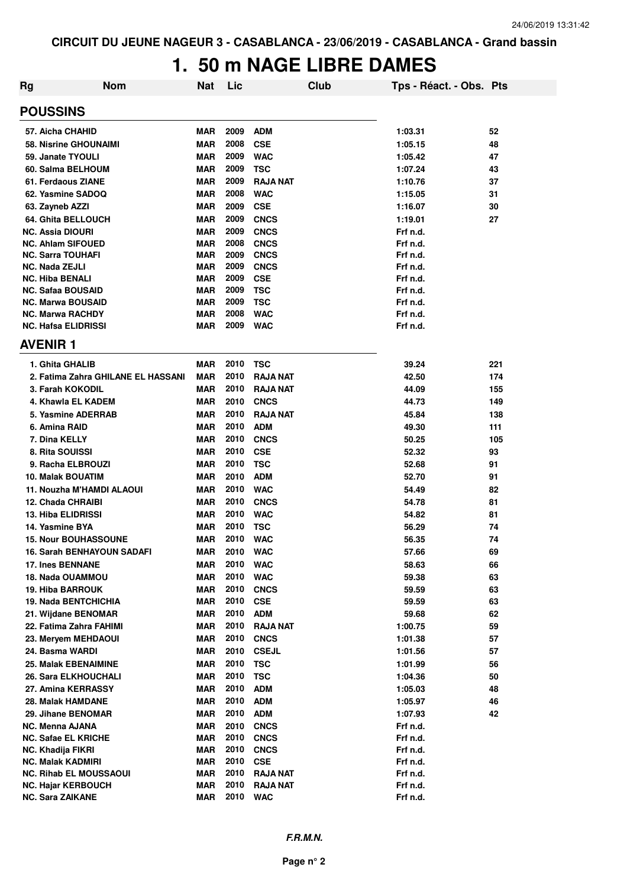CIRCUIT DU JEUNE NAGEUR 3 - CASABLANCA - 23/06/2019 - CASABLANCA - Grand bassin

# 1. 50 m NAGE LIBRE DAMES

| Rg | Nom | Nat | Lic | Club | Tps - Réact. - Obs. | Pts |
|---|---|---|---|---|---|---|
| **POUSSINS** | | | | | | |
| 57. | Aicha CHAHID | MAR | 2009 | ADM | 1:03.31 | 52 |
| 58. | Nisrine GHOUNAIMI | MAR | 2008 | CSE | 1:05.15 | 48 |
| 59. | Janate TYOULI | MAR | 2009 | WAC | 1:05.42 | 47 |
| 60. | Salma BELHOUM | MAR | 2009 | TSC | 1:07.24 | 43 |
| 61. | Ferdaous ZIANE | MAR | 2009 | RAJA NAT | 1:10.76 | 37 |
| 62. | Yasmine SADOQ | MAR | 2008 | WAC | 1:15.05 | 31 |
| 63. | Zayneb AZZI | MAR | 2009 | CSE | 1:16.07 | 30 |
| 64. | Ghita BELLOUCH | MAR | 2009 | CNCS | 1:19.01 | 27 |
| NC. | Assia DIOURI | MAR | 2009 | CNCS | Frf n.d. | |
| NC. | Ahlam SIFOUED | MAR | 2008 | CNCS | Frf n.d. | |
| NC. | Sarra TOUHAFI | MAR | 2009 | CNCS | Frf n.d. | |
| NC. | Nada ZEJLI | MAR | 2009 | CNCS | Frf n.d. | |
| NC. | Hiba BENALI | MAR | 2009 | CSE | Frf n.d. | |
| NC. | Safaa BOUSAID | MAR | 2009 | TSC | Frf n.d. | |
| NC. | Marwa BOUSAID | MAR | 2009 | TSC | Frf n.d. | |
| NC. | Marwa RACHDY | MAR | 2008 | WAC | Frf n.d. | |
| NC. | Hafsa ELIDRISSI | MAR | 2009 | WAC | Frf n.d. | |
| **AVENIR 1** | | | | | | |
| 1. | Ghita GHALIB | MAR | 2010 | TSC | 39.24 | 221 |
| 2. | Fatima Zahra GHILANE EL HASSANI | MAR | 2010 | RAJA NAT | 42.50 | 174 |
| 3. | Farah KOKODIL | MAR | 2010 | RAJA NAT | 44.09 | 155 |
| 4. | Khawla EL KADEM | MAR | 2010 | CNCS | 44.73 | 149 |
| 5. | Yasmine ADERRAB | MAR | 2010 | RAJA NAT | 45.84 | 138 |
| 6. | Amina RAID | MAR | 2010 | ADM | 49.30 | 111 |
| 7. | Dina KELLY | MAR | 2010 | CNCS | 50.25 | 105 |
| 8. | Rita SOUISSI | MAR | 2010 | CSE | 52.32 | 93 |
| 9. | Racha ELBROUZI | MAR | 2010 | TSC | 52.68 | 91 |
| 10. | Malak BOUATIM | MAR | 2010 | ADM | 52.70 | 91 |
| 11. | Nouzha M'HAMDI ALAOUI | MAR | 2010 | WAC | 54.49 | 82 |
| 12. | Chada CHRAIBI | MAR | 2010 | CNCS | 54.78 | 81 |
| 13. | Hiba ELIDRISSI | MAR | 2010 | WAC | 54.82 | 81 |
| 14. | Yasmine BYA | MAR | 2010 | TSC | 56.29 | 74 |
| 15. | Nour BOUHASSOUNE | MAR | 2010 | WAC | 56.35 | 74 |
| 16. | Sarah BENHAYOUN SADAFI | MAR | 2010 | WAC | 57.66 | 69 |
| 17. | Ines BENNANE | MAR | 2010 | WAC | 58.63 | 66 |
| 18. | Nada OUAMMOU | MAR | 2010 | WAC | 59.38 | 63 |
| 19. | Hiba BARROUK | MAR | 2010 | CNCS | 59.59 | 63 |
| 19. | Nada BENTCHICHIA | MAR | 2010 | CSE | 59.59 | 63 |
| 21. | Wijdane BENOMAR | MAR | 2010 | ADM | 59.68 | 62 |
| 22. | Fatima Zahra FAHIMI | MAR | 2010 | RAJA NAT | 1:00.75 | 59 |
| 23. | Meryem MEHDAOUI | MAR | 2010 | CNCS | 1:01.38 | 57 |
| 24. | Basma WARDI | MAR | 2010 | CSEJL | 1:01.56 | 57 |
| 25. | Malak EBENAIMINE | MAR | 2010 | TSC | 1:01.99 | 56 |
| 26. | Sara ELKHOUCHALI | MAR | 2010 | TSC | 1:04.36 | 50 |
| 27. | Amina KERRASSY | MAR | 2010 | ADM | 1:05.03 | 48 |
| 28. | Malak HAMDANE | MAR | 2010 | ADM | 1:05.97 | 46 |
| 29. | Jihane BENOMAR | MAR | 2010 | ADM | 1:07.93 | 42 |
| NC. | Menna AJANA | MAR | 2010 | CNCS | Frf n.d. | |
| NC. | Safae EL KRICHE | MAR | 2010 | CNCS | Frf n.d. | |
| NC. | Khadija FIKRI | MAR | 2010 | CNCS | Frf n.d. | |
| NC. | Malak KADMIRI | MAR | 2010 | CSE | Frf n.d. | |
| NC. | Rihab EL MOUSSAOUI | MAR | 2010 | RAJA NAT | Frf n.d. | |
| NC. | Hajar KERBOUCH | MAR | 2010 | RAJA NAT | Frf n.d. | |
| NC. | Sara ZAIKANE | MAR | 2010 | WAC | Frf n.d. | |

*F.R.M.N.*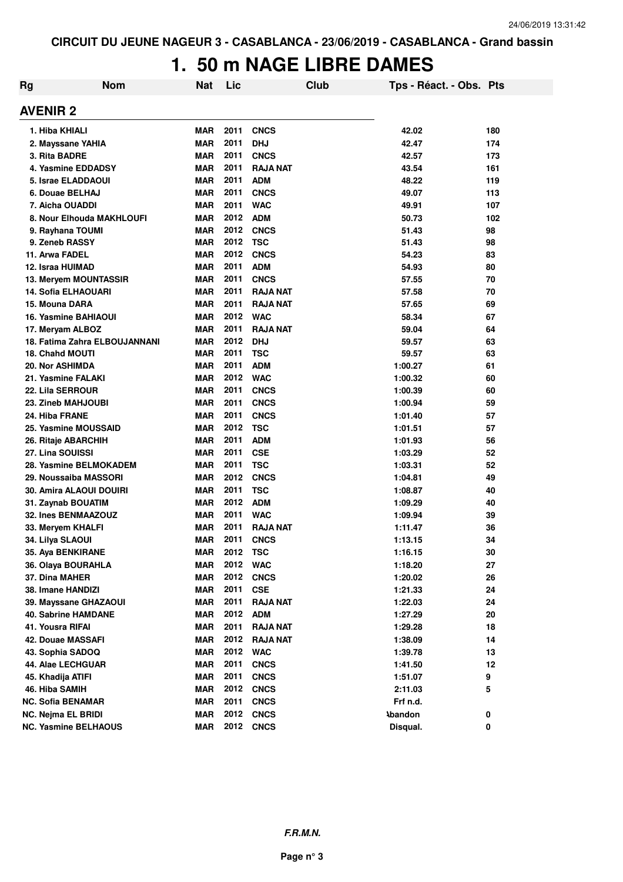# 1. 50 m NAGE LIBRE DAMES

| Rg | Nom | Nat | Lic | Club | Tps - Réact. - Obs. | Pts |
|---|---|---|---|---|---|---|
| **AVENIR 2** | | | | | | |
| 1. | Hiba KHIALI | MAR | 2011 | CNCS | 42.02 | 180 |
| 2. | Mayssane YAHIA | MAR | 2011 | DHJ | 42.47 | 174 |
| 3. | Rita BADRE | MAR | 2011 | CNCS | 42.57 | 173 |
| 4. | Yasmine EDDADSY | MAR | 2011 | RAJA NAT | 43.54 | 161 |
| 5. | Israe ELADDAOUI | MAR | 2011 | ADM | 48.22 | 119 |
| 6. | Douae BELHAJ | MAR | 2011 | CNCS | 49.07 | 113 |
| 7. | Aicha OUADDI | MAR | 2011 | WAC | 49.91 | 107 |
| 8. | Nour Elhouda MAKHLOUFI | MAR | 2012 | ADM | 50.73 | 102 |
| 9. | Rayhana TOUMI | MAR | 2012 | CNCS | 51.43 | 98 |
| 9. | Zeneb RASSY | MAR | 2012 | TSC | 51.43 | 98 |
| 11. | Arwa FADEL | MAR | 2012 | CNCS | 54.23 | 83 |
| 12. | Israa HUIMAD | MAR | 2011 | ADM | 54.93 | 80 |
| 13. | Meryem MOUNTASSIR | MAR | 2011 | CNCS | 57.55 | 70 |
| 14. | Sofia ELHAOUARI | MAR | 2011 | RAJA NAT | 57.58 | 70 |
| 15. | Mouna DARA | MAR | 2011 | RAJA NAT | 57.65 | 69 |
| 16. | Yasmine BAHIAOUI | MAR | 2012 | WAC | 58.34 | 67 |
| 17. | Meryam ALBOZ | MAR | 2011 | RAJA NAT | 59.04 | 64 |
| 18. | Fatima Zahra ELBOUJANNANI | MAR | 2012 | DHJ | 59.57 | 63 |
| 18. | Chahd MOUTI | MAR | 2011 | TSC | 59.57 | 63 |
| 20. | Nor ASHIMDA | MAR | 2011 | ADM | 1:00.27 | 61 |
| 21. | Yasmine FALAKI | MAR | 2012 | WAC | 1:00.32 | 60 |
| 22. | Lila SERROUR | MAR | 2011 | CNCS | 1:00.39 | 60 |
| 23. | Zineb MAHJOUBI | MAR | 2011 | CNCS | 1:00.94 | 59 |
| 24. | Hiba FRANE | MAR | 2011 | CNCS | 1:01.40 | 57 |
| 25. | Yasmine MOUSSAID | MAR | 2012 | TSC | 1:01.51 | 57 |
| 26. | Ritaje ABARCHIH | MAR | 2011 | ADM | 1:01.93 | 56 |
| 27. | Lina SOUISSI | MAR | 2011 | CSE | 1:03.29 | 52 |
| 28. | Yasmine BELMOKADEM | MAR | 2011 | TSC | 1:03.31 | 52 |
| 29. | Noussaiba MASSORI | MAR | 2012 | CNCS | 1:04.81 | 49 |
| 30. | Amira ALAOUI DOUIRI | MAR | 2011 | TSC | 1:08.87 | 40 |
| 31. | Zaynab BOUATIM | MAR | 2012 | ADM | 1:09.29 | 40 |
| 32. | Ines BENMAAZOUZ | MAR | 2011 | WAC | 1:09.94 | 39 |
| 33. | Meryem KHALFI | MAR | 2011 | RAJA NAT | 1:11.47 | 36 |
| 34. | Lilya SLAOUI | MAR | 2011 | CNCS | 1:13.15 | 34 |
| 35. | Aya BENKIRANE | MAR | 2012 | TSC | 1:16.15 | 30 |
| 36. | Olaya BOURAHLA | MAR | 2012 | WAC | 1:18.20 | 27 |
| 37. | Dina MAHER | MAR | 2012 | CNCS | 1:20.02 | 26 |
| 38. | Imane HANDIZI | MAR | 2011 | CSE | 1:21.33 | 24 |
| 39. | Mayssane GHAZAOUI | MAR | 2011 | RAJA NAT | 1:22.03 | 24 |
| 40. | Sabrine HAMDANE | MAR | 2012 | ADM | 1:27.29 | 20 |
| 41. | Yousra RIFAI | MAR | 2011 | RAJA NAT | 1:29.28 | 18 |
| 42. | Douae MASSAFI | MAR | 2012 | RAJA NAT | 1:38.09 | 14 |
| 43. | Sophia SADOQ | MAR | 2012 | WAC | 1:39.78 | 13 |
| 44. | Alae LECHGUAR | MAR | 2011 | CNCS | 1:41.50 | 12 |
| 45. | Khadija ATIFI | MAR | 2011 | CNCS | 1:51.07 | 9 |
| 46. | Hiba SAMIH | MAR | 2012 | CNCS | 2:11.03 | 5 |
| NC. | Sofia BENAMAR | MAR | 2011 | CNCS | Frf n.d. | |
| NC. | Nejma EL BRIDI | MAR | 2012 | CNCS | Abandon | 0 |
| NC. | Yasmine BELHAOUS | MAR | 2012 | CNCS | Disqual. | 0 |

*F.R.M.N.*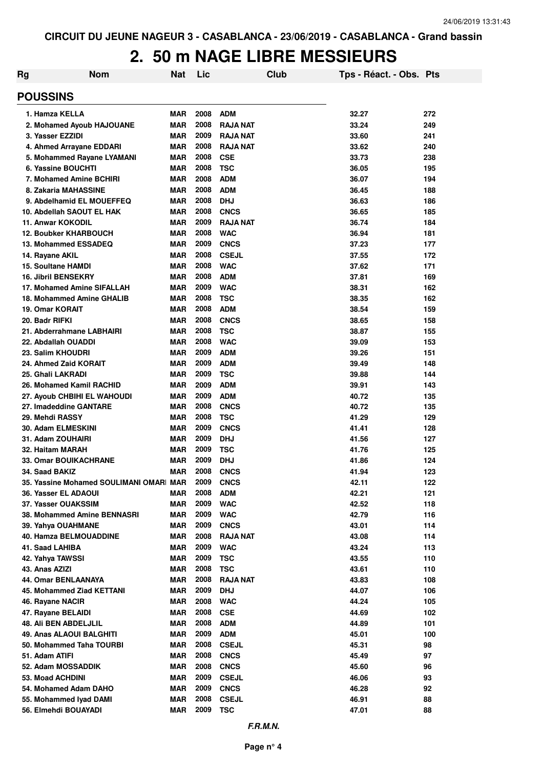CIRCUIT DU JEUNE NAGEUR 3 - CASABLANCA - 23/06/2019 - CASABLANCA - Grand bassin

# 2. 50 m NAGE LIBRE MESSIEURS

## POUSSINS

| Rg | Nom | Nat | Lic | Club | Tps - Réact. - Obs. | Pts |
|---|---|---|---|---|---|---|
| 1. | Hamza KELLA | MAR | 2008 | ADM | 32.27 | 272 |
| 2. | Mohamed Ayoub HAJOUANE | MAR | 2008 | RAJA NAT | 33.24 | 249 |
| 3. | Yasser EZZIDI | MAR | 2009 | RAJA NAT | 33.60 | 241 |
| 4. | Ahmed Arrayane EDDARI | MAR | 2008 | RAJA NAT | 33.62 | 240 |
| 5. | Mohammed Rayane LYAMANI | MAR | 2008 | CSE | 33.73 | 238 |
| 6. | Yassine BOUCHTI | MAR | 2008 | TSC | 36.05 | 195 |
| 7. | Mohamed Amine BCHIRI | MAR | 2008 | ADM | 36.07 | 194 |
| 8. | Zakaria MAHASSINE | MAR | 2008 | ADM | 36.45 | 188 |
| 9. | Abdelhamid EL MOUEFFEQ | MAR | 2008 | DHJ | 36.63 | 186 |
| 10. | Abdellah SAOUT EL HAK | MAR | 2008 | CNCS | 36.65 | 185 |
| 11. | Anwar KOKODIL | MAR | 2009 | RAJA NAT | 36.74 | 184 |
| 12. | Boubker KHARBOUCH | MAR | 2008 | WAC | 36.94 | 181 |
| 13. | Mohammed ESSADEQ | MAR | 2009 | CNCS | 37.23 | 177 |
| 14. | Rayane AKIL | MAR | 2008 | CSEJL | 37.55 | 172 |
| 15. | Soultane HAMDI | MAR | 2008 | WAC | 37.62 | 171 |
| 16. | Jibril BENSEKRY | MAR | 2008 | ADM | 37.81 | 169 |
| 17. | Mohamed Amine SIFALLAH | MAR | 2009 | WAC | 38.31 | 162 |
| 18. | Mohammed Amine GHALIB | MAR | 2008 | TSC | 38.35 | 162 |
| 19. | Omar KORAIT | MAR | 2008 | ADM | 38.54 | 159 |
| 20. | Badr RIFKI | MAR | 2008 | CNCS | 38.65 | 158 |
| 21. | Abderrahmane LABHAIRI | MAR | 2008 | TSC | 38.87 | 155 |
| 22. | Abdallah OUADDI | MAR | 2008 | WAC | 39.09 | 153 |
| 23. | Salim KHOUDRI | MAR | 2009 | ADM | 39.26 | 151 |
| 24. | Ahmed Zaid KORAIT | MAR | 2009 | ADM | 39.49 | 148 |
| 25. | Ghali LAKRADI | MAR | 2009 | TSC | 39.88 | 144 |
| 26. | Mohamed Kamil RACHID | MAR | 2009 | ADM | 39.91 | 143 |
| 27. | Ayoub CHBIHI EL WAHOUDI | MAR | 2009 | ADM | 40.72 | 135 |
| 27. | Imadeddine GANTARE | MAR | 2008 | CNCS | 40.72 | 135 |
| 29. | Mehdi RASSY | MAR | 2008 | TSC | 41.29 | 129 |
| 30. | Adam ELMESKINI | MAR | 2009 | CNCS | 41.41 | 128 |
| 31. | Adam ZOUHAIRI | MAR | 2009 | DHJ | 41.56 | 127 |
| 32. | Haitam MARAH | MAR | 2009 | TSC | 41.76 | 125 |
| 33. | Omar BOUIKACHRANE | MAR | 2009 | DHJ | 41.86 | 124 |
| 34. | Saad BAKIZ | MAR | 2008 | CNCS | 41.94 | 123 |
| 35. | Yassine Mohamed SOULIMANI OMARI | MAR | 2009 | CNCS | 42.11 | 122 |
| 36. | Yasser EL ADAOUI | MAR | 2008 | ADM | 42.21 | 121 |
| 37. | Yasser OUAKSSIM | MAR | 2009 | WAC | 42.52 | 118 |
| 38. | Mohammed Amine BENNASRI | MAR | 2009 | WAC | 42.79 | 116 |
| 39. | Yahya OUAHMANE | MAR | 2009 | CNCS | 43.01 | 114 |
| 40. | Hamza BELMOUADDINE | MAR | 2008 | RAJA NAT | 43.08 | 114 |
| 41. | Saad LAHIBA | MAR | 2009 | WAC | 43.24 | 113 |
| 42. | Yahya TAWSSI | MAR | 2009 | TSC | 43.55 | 110 |
| 43. | Anas AZIZI | MAR | 2008 | TSC | 43.61 | 110 |
| 44. | Omar BENLAANAYA | MAR | 2008 | RAJA NAT | 43.83 | 108 |
| 45. | Mohammed Ziad KETTANI | MAR | 2009 | DHJ | 44.07 | 106 |
| 46. | Rayane NACIR | MAR | 2008 | WAC | 44.24 | 105 |
| 47. | Rayane BELAIDI | MAR | 2008 | CSE | 44.69 | 102 |
| 48. | Ali BEN ABDELJLIL | MAR | 2008 | ADM | 44.89 | 101 |
| 49. | Anas ALAOUI BALGHITI | MAR | 2009 | ADM | 45.01 | 100 |
| 50. | Mohammed Taha TOURBI | MAR | 2008 | CSEJL | 45.31 | 98 |
| 51. | Adam ATIFI | MAR | 2008 | CNCS | 45.49 | 97 |
| 52. | Adam MOSSADDIK | MAR | 2008 | CNCS | 45.60 | 96 |
| 53. | Moad ACHDINI | MAR | 2009 | CSEJL | 46.06 | 93 |
| 54. | Mohamed Adam DAHO | MAR | 2009 | CNCS | 46.28 | 92 |
| 55. | Mohammed Iyad DAMI | MAR | 2008 | CSEJL | 46.91 | 88 |
| 56. | Elmehdi BOUAYADI | MAR | 2009 | TSC | 47.01 | 88 |

*F.R.M.N.*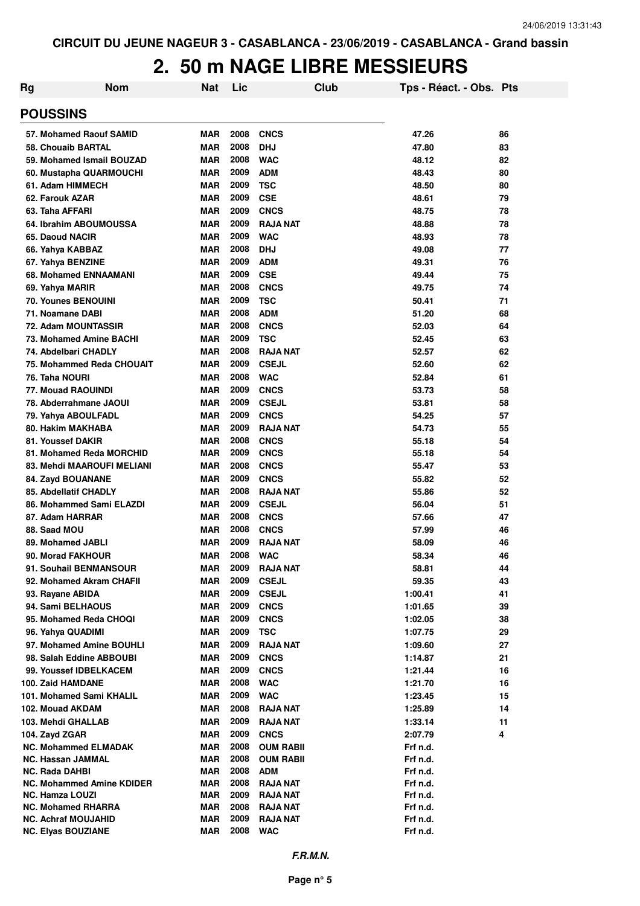CIRCUIT DU JEUNE NAGEUR 3 - CASABLANCA - 23/06/2019 - CASABLANCA - Grand bassin

# 2. 50 m NAGE LIBRE MESSIEURS

| Rg | Nom | Nat | Lic | Club | Tps - Réact. - Obs. | Pts |
|---|---|---|---|---|---|---|
| **POUSSINS** | | | | | | |
| 57. | Mohamed Raouf SAMID | MAR | 2008 | CNCS | 47.26 | 86 |
| 58. | Chouaib BARTAL | MAR | 2008 | DHJ | 47.80 | 83 |
| 59. | Mohamed Ismail BOUZAD | MAR | 2008 | WAC | 48.12 | 82 |
| 60. | Mustapha QUARMOUCHI | MAR | 2009 | ADM | 48.43 | 80 |
| 61. | Adam HIMMECH | MAR | 2009 | TSC | 48.50 | 80 |
| 62. | Farouk AZAR | MAR | 2009 | CSE | 48.61 | 79 |
| 63. | Taha AFFARI | MAR | 2009 | CNCS | 48.75 | 78 |
| 64. | Ibrahim ABOUMOUSSA | MAR | 2009 | RAJA NAT | 48.88 | 78 |
| 65. | Daoud NACIR | MAR | 2009 | WAC | 48.93 | 78 |
| 66. | Yahya KABBAZ | MAR | 2008 | DHJ | 49.08 | 77 |
| 67. | Yahya BENZINE | MAR | 2009 | ADM | 49.31 | 76 |
| 68. | Mohamed ENNAAMANI | MAR | 2009 | CSE | 49.44 | 75 |
| 69. | Yahya MARIR | MAR | 2008 | CNCS | 49.75 | 74 |
| 70. | Younes BENOUINI | MAR | 2009 | TSC | 50.41 | 71 |
| 71. | Noamane DABI | MAR | 2008 | ADM | 51.20 | 68 |
| 72. | Adam MOUNTASSIR | MAR | 2008 | CNCS | 52.03 | 64 |
| 73. | Mohamed Amine BACHI | MAR | 2009 | TSC | 52.45 | 63 |
| 74. | Abdelbari CHADLY | MAR | 2008 | RAJA NAT | 52.57 | 62 |
| 75. | Mohammed Reda CHOUAIT | MAR | 2009 | CSEJL | 52.60 | 62 |
| 76. | Taha NOURI | MAR | 2008 | WAC | 52.84 | 61 |
| 77. | Mouad RAOUINDI | MAR | 2009 | CNCS | 53.73 | 58 |
| 78. | Abderrahmane JAOUI | MAR | 2009 | CSEJL | 53.81 | 58 |
| 79. | Yahya ABOULFADL | MAR | 2009 | CNCS | 54.25 | 57 |
| 80. | Hakim MAKHABA | MAR | 2009 | RAJA NAT | 54.73 | 55 |
| 81. | Youssef DAKIR | MAR | 2008 | CNCS | 55.18 | 54 |
| 81. | Mohamed Reda MORCHID | MAR | 2009 | CNCS | 55.18 | 54 |
| 83. | Mehdi MAAROUFI MELIANI | MAR | 2008 | CNCS | 55.47 | 53 |
| 84. | Zayd BOUANANE | MAR | 2009 | CNCS | 55.82 | 52 |
| 85. | Abdellatif CHADLY | MAR | 2008 | RAJA NAT | 55.86 | 52 |
| 86. | Mohammed Sami ELAZDI | MAR | 2009 | CSEJL | 56.04 | 51 |
| 87. | Adam HARRAR | MAR | 2008 | CNCS | 57.66 | 47 |
| 88. | Saad MOU | MAR | 2008 | CNCS | 57.99 | 46 |
| 89. | Mohamed JABLI | MAR | 2009 | RAJA NAT | 58.09 | 46 |
| 90. | Morad FAKHOUR | MAR | 2008 | WAC | 58.34 | 46 |
| 91. | Souhail BENMANSOUR | MAR | 2009 | RAJA NAT | 58.81 | 44 |
| 92. | Mohamed Akram CHAFII | MAR | 2009 | CSEJL | 59.35 | 43 |
| 93. | Rayane ABIDA | MAR | 2009 | CSEJL | 1:00.41 | 41 |
| 94. | Sami BELHAOUS | MAR | 2009 | CNCS | 1:01.65 | 39 |
| 95. | Mohamed Reda CHOQI | MAR | 2009 | CNCS | 1:02.05 | 38 |
| 96. | Yahya QUADIMI | MAR | 2009 | TSC | 1:07.75 | 29 |
| 97. | Mohamed Amine BOUHLI | MAR | 2009 | RAJA NAT | 1:09.60 | 27 |
| 98. | Salah Eddine ABBOUBI | MAR | 2009 | CNCS | 1:14.87 | 21 |
| 99. | Youssef IDBELKACEM | MAR | 2009 | CNCS | 1:21.44 | 16 |
| 100. | Zaid HAMDANE | MAR | 2008 | WAC | 1:21.70 | 16 |
| 101. | Mohamed Sami KHALIL | MAR | 2009 | WAC | 1:23.45 | 15 |
| 102. | Mouad AKDAM | MAR | 2008 | RAJA NAT | 1:25.89 | 14 |
| 103. | Mehdi GHALLAB | MAR | 2009 | RAJA NAT | 1:33.14 | 11 |
| 104. | Zayd ZGAR | MAR | 2009 | CNCS | 2:07.79 | 4 |
| NC. | Mohammed ELMADAK | MAR | 2008 | OUM RABII | Frf n.d. | |
| NC. | Hassan JAMMAL | MAR | 2008 | OUM RABII | Frf n.d. | |
| NC. | Rada DAHBI | MAR | 2008 | ADM | Frf n.d. | |
| NC. | Mohammed Amine KDIDER | MAR | 2008 | RAJA NAT | Frf n.d. | |
| NC. | Hamza LOUZI | MAR | 2009 | RAJA NAT | Frf n.d. | |
| NC. | Mohamed RHARRA | MAR | 2008 | RAJA NAT | Frf n.d. | |
| NC. | Achraf MOUJAHID | MAR | 2009 | RAJA NAT | Frf n.d. | |
| NC. | Elyas BOUZIANE | MAR | 2008 | WAC | Frf n.d. | |

*F.R.M.N.*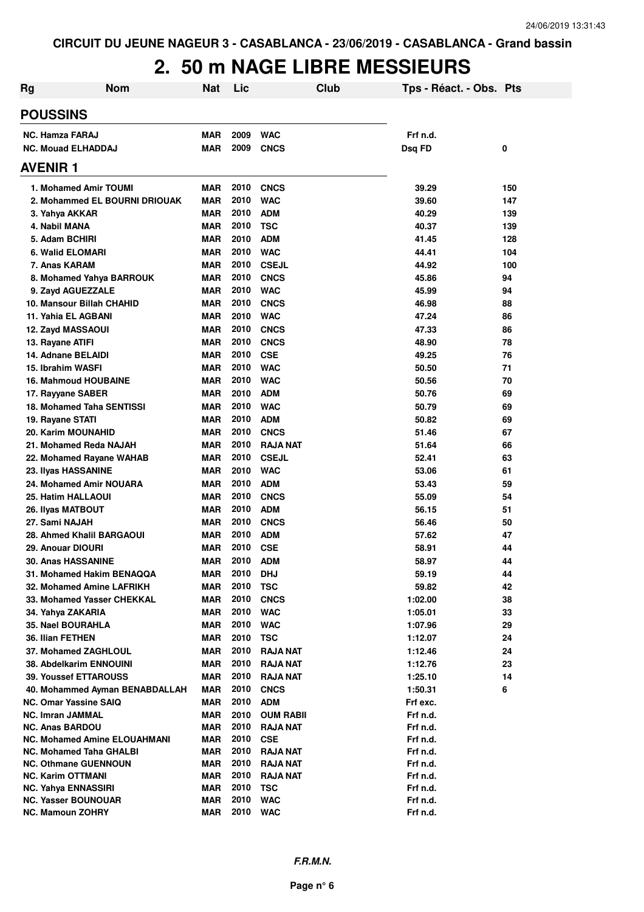CIRCUIT DU JEUNE NAGEUR 3 - CASABLANCA - 23/06/2019 - CASABLANCA - Grand bassin

# 2. 50 m NAGE LIBRE MESSIEURS

| Rg | Nom | Nat | Lic | Club | Tps - Réact. - Obs. | Pts |
|---|---|---|---|---|---|---|
| **POUSSINS** | | | | | | |
| NC. | Hamza FARAJ | MAR | 2009 | WAC | Frf n.d. | |
| NC. | Mouad ELHADDAJ | MAR | 2009 | CNCS | Dsq FD | 0 |
| **AVENIR 1** | | | | | | |
| 1. | Mohamed Amir TOUMI | MAR | 2010 | CNCS | 39.29 | 150 |
| 2. | Mohammed EL BOURNI DRIOUAK | MAR | 2010 | WAC | 39.60 | 147 |
| 3. | Yahya AKKAR | MAR | 2010 | ADM | 40.29 | 139 |
| 4. | Nabil MANA | MAR | 2010 | TSC | 40.37 | 139 |
| 5. | Adam BCHIRI | MAR | 2010 | ADM | 41.45 | 128 |
| 6. | Walid ELOMARI | MAR | 2010 | WAC | 44.41 | 104 |
| 7. | Anas KARAM | MAR | 2010 | CSEJL | 44.92 | 100 |
| 8. | Mohamed Yahya BARROUK | MAR | 2010 | CNCS | 45.86 | 94 |
| 9. | Zayd AGUEZZALE | MAR | 2010 | WAC | 45.99 | 94 |
| 10. | Mansour Billah CHAHID | MAR | 2010 | CNCS | 46.98 | 88 |
| 11. | Yahia EL AGBANI | MAR | 2010 | WAC | 47.24 | 86 |
| 12. | Zayd MASSAOUI | MAR | 2010 | CNCS | 47.33 | 86 |
| 13. | Rayane ATIFI | MAR | 2010 | CNCS | 48.90 | 78 |
| 14. | Adnane BELAIDI | MAR | 2010 | CSE | 49.25 | 76 |
| 15. | Ibrahim WASFI | MAR | 2010 | WAC | 50.50 | 71 |
| 16. | Mahmoud HOUBAINE | MAR | 2010 | WAC | 50.56 | 70 |
| 17. | Rayyane SABER | MAR | 2010 | ADM | 50.76 | 69 |
| 18. | Mohamed Taha SENTISSI | MAR | 2010 | WAC | 50.79 | 69 |
| 19. | Rayane STATI | MAR | 2010 | ADM | 50.82 | 69 |
| 20. | Karim MOUNAHID | MAR | 2010 | CNCS | 51.46 | 67 |
| 21. | Mohamed Reda NAJAH | MAR | 2010 | RAJA NAT | 51.64 | 66 |
| 22. | Mohamed Rayane WAHAB | MAR | 2010 | CSEJL | 52.41 | 63 |
| 23. | Ilyas HASSANINE | MAR | 2010 | WAC | 53.06 | 61 |
| 24. | Mohamed Amir NOUARA | MAR | 2010 | ADM | 53.43 | 59 |
| 25. | Hatim HALLAOUI | MAR | 2010 | CNCS | 55.09 | 54 |
| 26. | Ilyas MATBOUT | MAR | 2010 | ADM | 56.15 | 51 |
| 27. | Sami NAJAH | MAR | 2010 | CNCS | 56.46 | 50 |
| 28. | Ahmed Khalil BARGAOUI | MAR | 2010 | ADM | 57.62 | 47 |
| 29. | Anouar DIOURI | MAR | 2010 | CSE | 58.91 | 44 |
| 30. | Anas HASSANINE | MAR | 2010 | ADM | 58.97 | 44 |
| 31. | Mohamed Hakim BENAQQA | MAR | 2010 | DHJ | 59.19 | 44 |
| 32. | Mohamed Amine LAFRIKH | MAR | 2010 | TSC | 59.82 | 42 |
| 33. | Mohamed Yasser CHEKKAL | MAR | 2010 | CNCS | 1:02.00 | 38 |
| 34. | Yahya ZAKARIA | MAR | 2010 | WAC | 1:05.01 | 33 |
| 35. | Nael BOURAHLA | MAR | 2010 | WAC | 1:07.96 | 29 |
| 36. | Ilian FETHEN | MAR | 2010 | TSC | 1:12.07 | 24 |
| 37. | Mohamed ZAGHLOUL | MAR | 2010 | RAJA NAT | 1:12.46 | 24 |
| 38. | Abdelkarim ENNOUINI | MAR | 2010 | RAJA NAT | 1:12.76 | 23 |
| 39. | Youssef ETTAROUSS | MAR | 2010 | RAJA NAT | 1:25.10 | 14 |
| 40. | Mohammed Ayman BENABDALLAH | MAR | 2010 | CNCS | 1:50.31 | 6 |
| NC. | Omar Yassine SAIQ | MAR | 2010 | ADM | Frf exc. | |
| NC. | Imran JAMMAL | MAR | 2010 | OUM RABII | Frf n.d. | |
| NC. | Anas BARDOU | MAR | 2010 | RAJA NAT | Frf n.d. | |
| NC. | Mohamed Amine ELOUAHMANI | MAR | 2010 | CSE | Frf n.d. | |
| NC. | Mohamed Taha GHALBI | MAR | 2010 | RAJA NAT | Frf n.d. | |
| NC. | Othmane GUENNOUN | MAR | 2010 | RAJA NAT | Frf n.d. | |
| NC. | Karim OTTMANI | MAR | 2010 | RAJA NAT | Frf n.d. | |
| NC. | Yahya ENNASSIRI | MAR | 2010 | TSC | Frf n.d. | |
| NC. | Yasser BOUNOUAR | MAR | 2010 | WAC | Frf n.d. | |
| NC. | Mamoun ZOHRY | MAR | 2010 | WAC | Frf n.d. | |

*F.R.M.N.*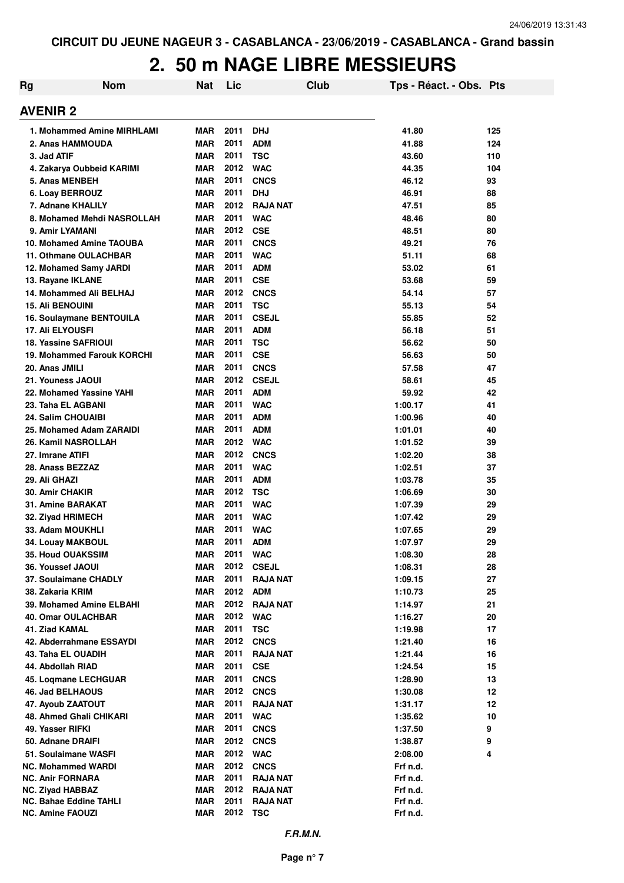CIRCUIT DU JEUNE NAGEUR 3 - CASABLANCA - 23/06/2019 - CASABLANCA - Grand bassin

# 2. 50 m NAGE LIBRE MESSIEURS

| Rg | Nom | Nat | Lic | Club | Tps - Réact. - Obs. | Pts |
|---|---|---|---|---|---|---|
| **AVENIR 2** | | | | | | |
| 1. | Mohammed Amine MIRHLAMI | MAR | 2011 | DHJ | 41.80 | 125 |
| 2. | Anas HAMMOUDA | MAR | 2011 | ADM | 41.88 | 124 |
| 3. | Jad ATIF | MAR | 2011 | TSC | 43.60 | 110 |
| 4. | Zakarya Oubbeid KARIMI | MAR | 2012 | WAC | 44.35 | 104 |
| 5. | Anas MENBEH | MAR | 2011 | CNCS | 46.12 | 93 |
| 6. | Loay BERROUZ | MAR | 2011 | DHJ | 46.91 | 88 |
| 7. | Adnane KHALILY | MAR | 2012 | RAJA NAT | 47.51 | 85 |
| 8. | Mohamed Mehdi NASROLLAH | MAR | 2011 | WAC | 48.46 | 80 |
| 9. | Amir LYAMANI | MAR | 2012 | CSE | 48.51 | 80 |
| 10. | Mohamed Amine TAOUBA | MAR | 2011 | CNCS | 49.21 | 76 |
| 11. | Othmane OULACHBAR | MAR | 2011 | WAC | 51.11 | 68 |
| 12. | Mohamed Samy JARDI | MAR | 2011 | ADM | 53.02 | 61 |
| 13. | Rayane IKLANE | MAR | 2011 | CSE | 53.68 | 59 |
| 14. | Mohammed Ali BELHAJ | MAR | 2012 | CNCS | 54.14 | 57 |
| 15. | Ali BENOUINI | MAR | 2011 | TSC | 55.13 | 54 |
| 16. | Soulaymane BENTOUILA | MAR | 2011 | CSEJL | 55.85 | 52 |
| 17. | Ali ELYOUSFI | MAR | 2011 | ADM | 56.18 | 51 |
| 18. | Yassine SAFRIOUI | MAR | 2011 | TSC | 56.62 | 50 |
| 19. | Mohammed Farouk KORCHI | MAR | 2011 | CSE | 56.63 | 50 |
| 20. | Anas JMILI | MAR | 2011 | CNCS | 57.58 | 47 |
| 21. | Youness JAOUI | MAR | 2012 | CSEJL | 58.61 | 45 |
| 22. | Mohamed Yassine YAHI | MAR | 2011 | ADM | 59.92 | 42 |
| 23. | Taha EL AGBANI | MAR | 2011 | WAC | 1:00.17 | 41 |
| 24. | Salim CHOUAIBI | MAR | 2011 | ADM | 1:00.96 | 40 |
| 25. | Mohamed Adam ZARAIDI | MAR | 2011 | ADM | 1:01.01 | 40 |
| 26. | Kamil NASROLLAH | MAR | 2012 | WAC | 1:01.52 | 39 |
| 27. | Imrane ATIFI | MAR | 2012 | CNCS | 1:02.20 | 38 |
| 28. | Anass BEZZAZ | MAR | 2011 | WAC | 1:02.51 | 37 |
| 29. | Ali GHAZI | MAR | 2011 | ADM | 1:03.78 | 35 |
| 30. | Amir CHAKIR | MAR | 2012 | TSC | 1:06.69 | 30 |
| 31. | Amine BARAKAT | MAR | 2011 | WAC | 1:07.39 | 29 |
| 32. | Ziyad HRIMECH | MAR | 2011 | WAC | 1:07.42 | 29 |
| 33. | Adam MOUKHLI | MAR | 2011 | WAC | 1:07.65 | 29 |
| 34. | Louay MAKBOUL | MAR | 2011 | ADM | 1:07.97 | 29 |
| 35. | Houd OUAKSSIM | MAR | 2011 | WAC | 1:08.30 | 28 |
| 36. | Youssef JAOUI | MAR | 2012 | CSEJL | 1:08.31 | 28 |
| 37. | Soulaimane CHADLY | MAR | 2011 | RAJA NAT | 1:09.15 | 27 |
| 38. | Zakaria KRIM | MAR | 2012 | ADM | 1:10.73 | 25 |
| 39. | Mohamed Amine ELBAHI | MAR | 2012 | RAJA NAT | 1:14.97 | 21 |
| 40. | Omar OULACHBAR | MAR | 2012 | WAC | 1:16.27 | 20 |
| 41. | Ziad KAMAL | MAR | 2011 | TSC | 1:19.98 | 17 |
| 42. | Abderrahmane ESSAYDI | MAR | 2012 | CNCS | 1:21.40 | 16 |
| 43. | Taha EL OUADIH | MAR | 2011 | RAJA NAT | 1:21.44 | 16 |
| 44. | Abdollah RIAD | MAR | 2011 | CSE | 1:24.54 | 15 |
| 45. | Loqmane LECHGUAR | MAR | 2011 | CNCS | 1:28.90 | 13 |
| 46. | Jad BELHAOUS | MAR | 2012 | CNCS | 1:30.08 | 12 |
| 47. | Ayoub ZAATOUT | MAR | 2011 | RAJA NAT | 1:31.17 | 12 |
| 48. | Ahmed Ghali CHIKARI | MAR | 2011 | WAC | 1:35.62 | 10 |
| 49. | Yasser RIFKI | MAR | 2011 | CNCS | 1:37.50 | 9 |
| 50. | Adnane DRAIFI | MAR | 2012 | CNCS | 1:38.87 | 9 |
| 51. | Soulaimane WASFI | MAR | 2012 | WAC | 2:08.00 | 4 |
| NC. | Mohammed WARDI | MAR | 2012 | CNCS | Frf n.d. | |
| NC. | Anir FORNARA | MAR | 2011 | RAJA NAT | Frf n.d. | |
| NC. | Ziyad HABBAZ | MAR | 2012 | RAJA NAT | Frf n.d. | |
| NC. | Bahae Eddine TAHLI | MAR | 2011 | RAJA NAT | Frf n.d. | |
| NC. | Amine FAOUZI | MAR | 2012 | TSC | Frf n.d. | |

*F.R.M.N.*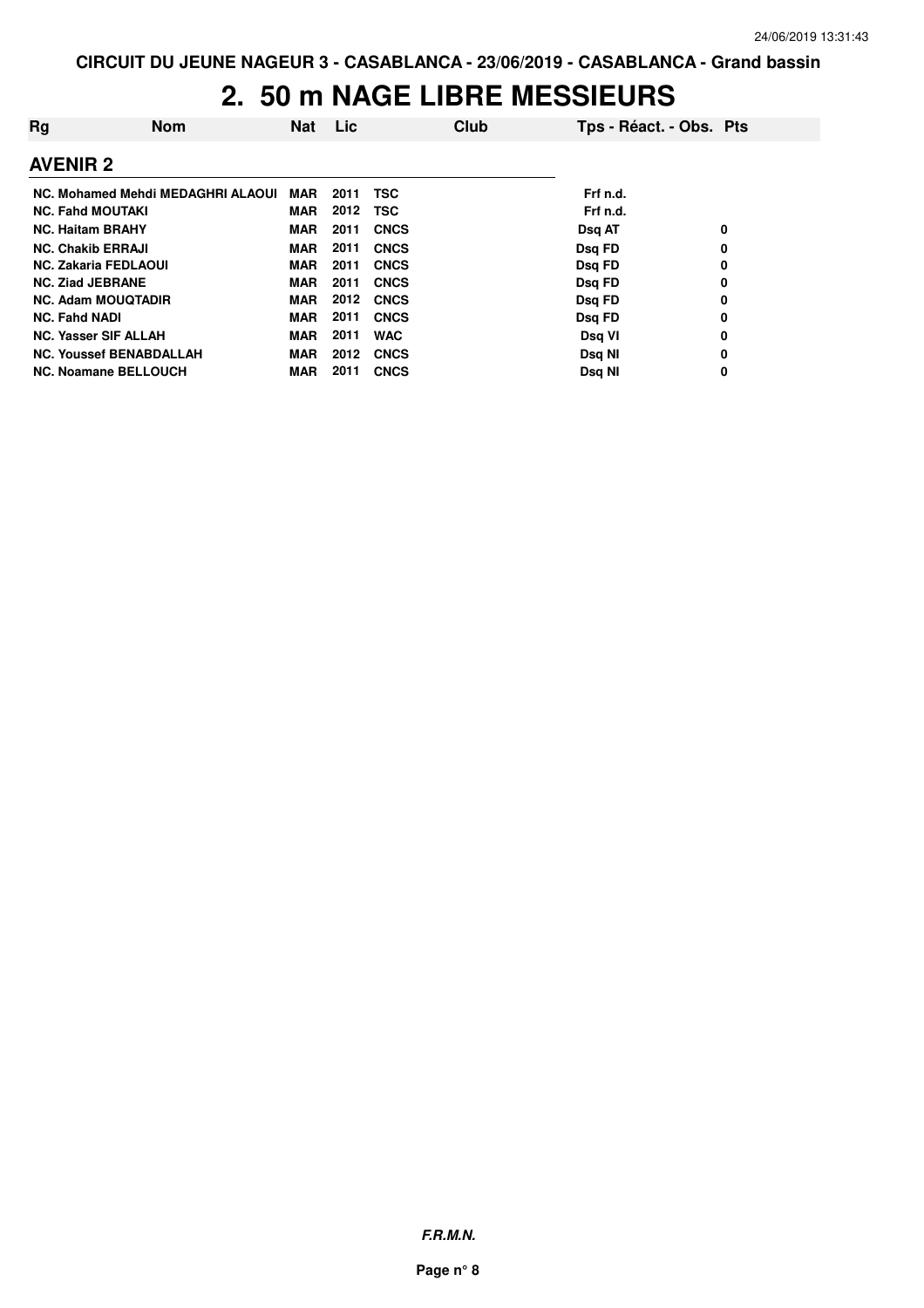# 2. 50 m NAGE LIBRE MESSIEURS

| Rg | Nom | Nat | Lic | Club | Tps - Réact. - Obs. | Pts |
|---|---|---|---|---|---|---|
| **AVENIR 2** | | | | | | |
| NC. | Mohamed Mehdi MEDAGHRI ALAOUI | MAR | 2011 | TSC | Frf n.d. | |
| NC. | Fahd MOUTAKI | MAR | 2012 | TSC | Frf n.d. | |
| NC. | Haitam BRAHY | MAR | 2011 | CNCS | Dsq AT | 0 |
| NC. | Chakib ERRAJI | MAR | 2011 | CNCS | Dsq FD | 0 |
| NC. | Zakaria FEDLAOUI | MAR | 2011 | CNCS | Dsq FD | 0 |
| NC. | Ziad JEBRANE | MAR | 2011 | CNCS | Dsq FD | 0 |
| NC. | Adam MOUQTADIR | MAR | 2012 | CNCS | Dsq FD | 0 |
| NC. | Fahd NADI | MAR | 2011 | CNCS | Dsq FD | 0 |
| NC. | Yasser SIF ALLAH | MAR | 2011 | WAC | Dsq VI | 0 |
| NC. | Youssef BENABDALLAH | MAR | 2012 | CNCS | Dsq NI | 0 |
| NC. | Noamane BELLOUCH | MAR | 2011 | CNCS | Dsq NI | 0 |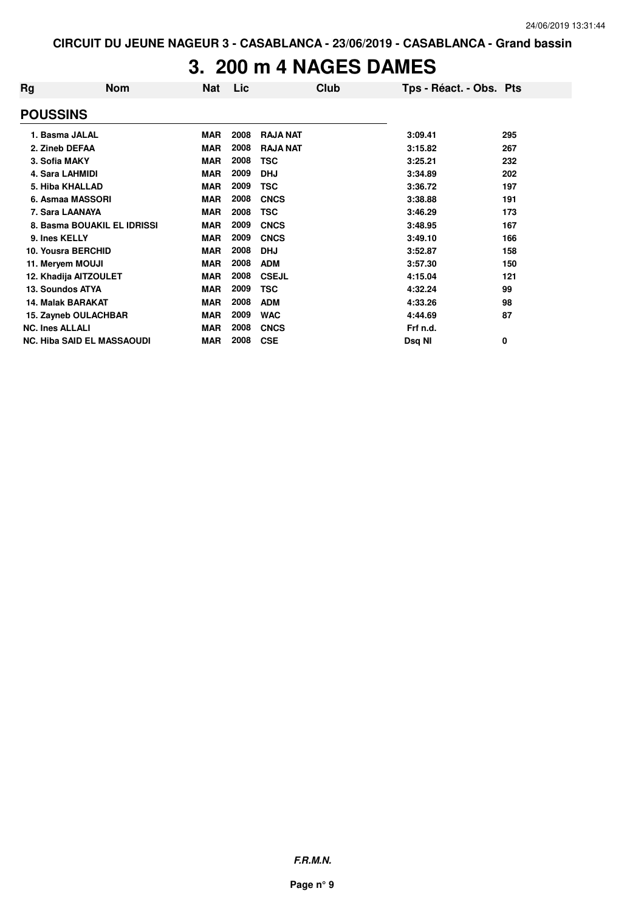# 3. 200 m 4 NAGES DAMES

| Rg | Nom | Nat | Lic | Club | Tps - Réact. - Obs. | Pts |
|---|---|---|---|---|---|---|
| **POUSSINS** | | | | | | |
| 1. | Basma JALAL | MAR | 2008 | RAJA NAT | 3:09.41 | 295 |
| 2. | Zineb DEFAA | MAR | 2008 | RAJA NAT | 3:15.82 | 267 |
| 3. | Sofia MAKY | MAR | 2008 | TSC | 3:25.21 | 232 |
| 4. | Sara LAHMIDI | MAR | 2009 | DHJ | 3:34.89 | 202 |
| 5. | Hiba KHALLAD | MAR | 2009 | TSC | 3:36.72 | 197 |
| 6. | Asmaa MASSORI | MAR | 2008 | CNCS | 3:38.88 | 191 |
| 7. | Sara LAANAYA | MAR | 2008 | TSC | 3:46.29 | 173 |
| 8. | Basma BOUAKIL EL IDRISSI | MAR | 2009 | CNCS | 3:48.95 | 167 |
| 9. | Ines KELLY | MAR | 2009 | CNCS | 3:49.10 | 166 |
| 10. | Yousra BERCHID | MAR | 2008 | DHJ | 3:52.87 | 158 |
| 11. | Meryem MOUJI | MAR | 2008 | ADM | 3:57.30 | 150 |
| 12. | Khadija AITZOULET | MAR | 2008 | CSEJL | 4:15.04 | 121 |
| 13. | Soundos ATYA | MAR | 2009 | TSC | 4:32.24 | 99 |
| 14. | Malak BARAKAT | MAR | 2008 | ADM | 4:33.26 | 98 |
| 15. | Zayneb OULACHBAR | MAR | 2009 | WAC | 4:44.69 | 87 |
| NC. | Ines ALLALI | MAR | 2008 | CNCS | Frf n.d. | |
| NC. | Hiba SAID EL MASSAOUDI | MAR | 2008 | CSE | Dsq NI | 0 |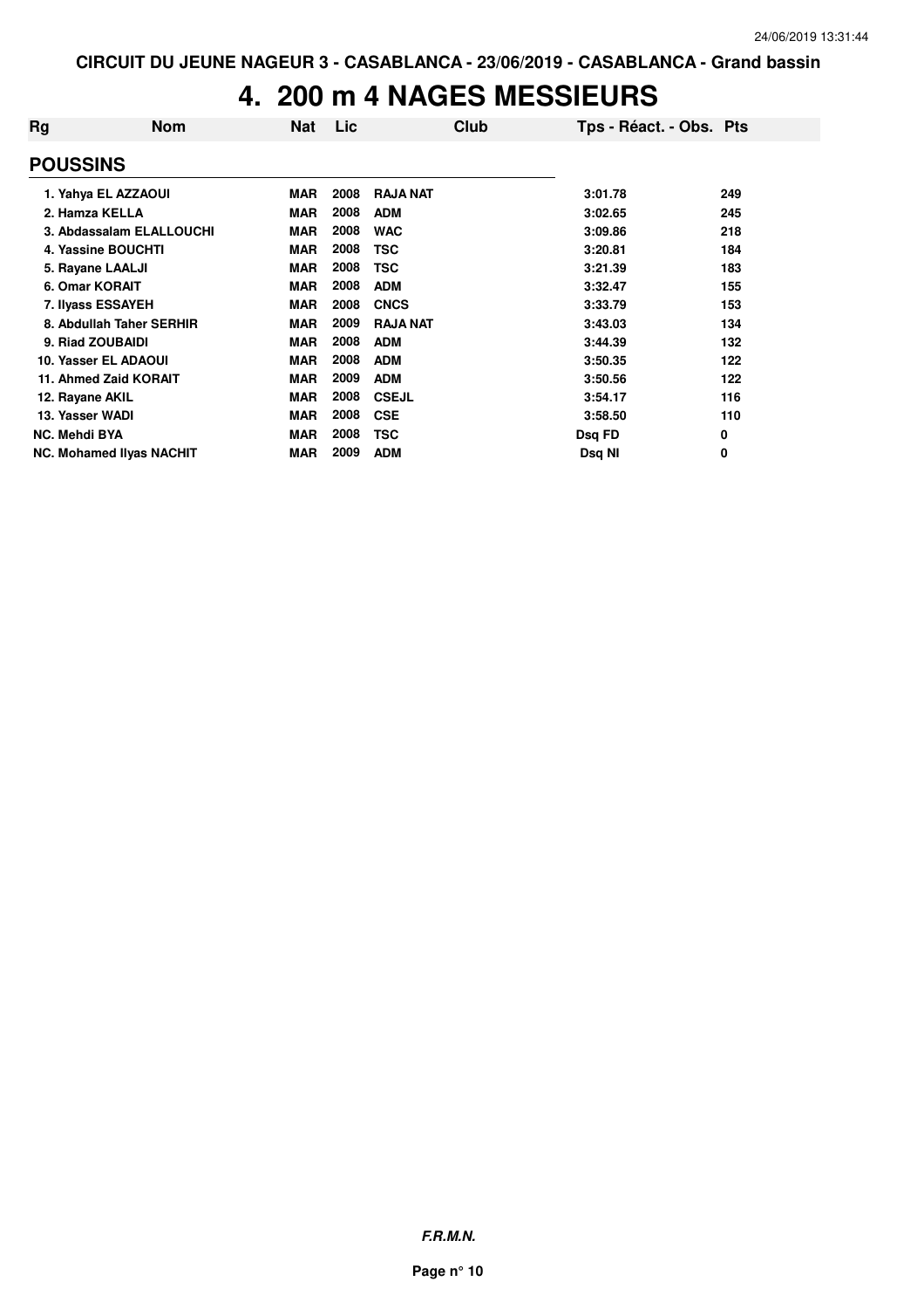CIRCUIT DU JEUNE NAGEUR 3 - CASABLANCA - 23/06/2019 - CASABLANCA - Grand bassin

# 4. 200 m 4 NAGES MESSIEURS

| Rg | Nom | Nat | Lic | Club | Tps - Réact. - Obs. | Pts |
|---|---|---|---|---|---|---|
| **POUSSINS** | | | | | | |
| 1. | Yahya EL AZZAOUI | MAR | 2008 | RAJA NAT | 3:01.78 | 249 |
| 2. | Hamza KELLA | MAR | 2008 | ADM | 3:02.65 | 245 |
| 3. | Abdassalam ELALLOUCHI | MAR | 2008 | WAC | 3:09.86 | 218 |
| 4. | Yassine BOUCHTI | MAR | 2008 | TSC | 3:20.81 | 184 |
| 5. | Rayane LAALJI | MAR | 2008 | TSC | 3:21.39 | 183 |
| 6. | Omar KORAIT | MAR | 2008 | ADM | 3:32.47 | 155 |
| 7. | Ilyass ESSAYEH | MAR | 2008 | CNCS | 3:33.79 | 153 |
| 8. | Abdullah Taher SERHIR | MAR | 2009 | RAJA NAT | 3:43.03 | 134 |
| 9. | Riad ZOUBAIDI | MAR | 2008 | ADM | 3:44.39 | 132 |
| 10. | Yasser EL ADAOUI | MAR | 2008 | ADM | 3:50.35 | 122 |
| 11. | Ahmed Zaid KORAIT | MAR | 2009 | ADM | 3:50.56 | 122 |
| 12. | Rayane AKIL | MAR | 2008 | CSEJL | 3:54.17 | 116 |
| 13. | Yasser WADI | MAR | 2008 | CSE | 3:58.50 | 110 |
| NC. | Mehdi BYA | MAR | 2008 | TSC | Dsq FD | 0 |
| NC. | Mohamed Ilyas NACHIT | MAR | 2009 | ADM | Dsq NI | 0 |

*F.R.M.N.*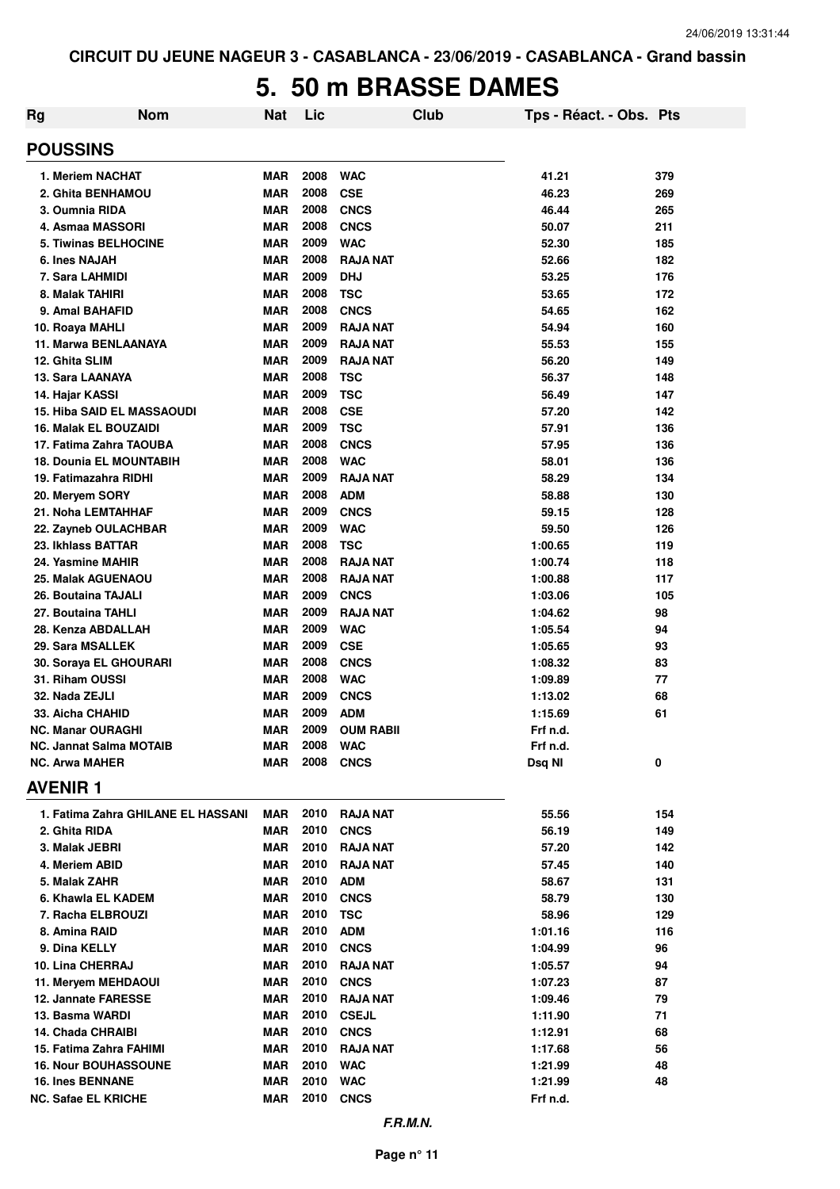CIRCUIT DU JEUNE NAGEUR 3 - CASABLANCA - 23/06/2019 - CASABLANCA - Grand bassin

# 5. 50 m BRASSE DAMES

| Rg | Nom | Nat | Lic | Club | Tps - Réact. - Obs. | Pts |
|---|---|---|---|---|---|---|
| **POUSSINS** | | | | | | |
| 1. Meriem NACHAT | | MAR | 2008 | WAC | 41.21 | 379 |
| 2. Ghita BENHAMOU | | MAR | 2008 | CSE | 46.23 | 269 |
| 3. Oumnia RIDA | | MAR | 2008 | CNCS | 46.44 | 265 |
| 4. Asmaa MASSORI | | MAR | 2008 | CNCS | 50.07 | 211 |
| 5. Tiwinas BELHOCINE | | MAR | 2009 | WAC | 52.30 | 185 |
| 6. Ines NAJAH | | MAR | 2008 | RAJA NAT | 52.66 | 182 |
| 7. Sara LAHMIDI | | MAR | 2009 | DHJ | 53.25 | 176 |
| 8. Malak TAHIRI | | MAR | 2008 | TSC | 53.65 | 172 |
| 9. Amal BAHAFID | | MAR | 2008 | CNCS | 54.65 | 162 |
| 10. Roaya MAHLI | | MAR | 2009 | RAJA NAT | 54.94 | 160 |
| 11. Marwa BENLAANAYA | | MAR | 2009 | RAJA NAT | 55.53 | 155 |
| 12. Ghita SLIM | | MAR | 2009 | RAJA NAT | 56.20 | 149 |
| 13. Sara LAANAYA | | MAR | 2008 | TSC | 56.37 | 148 |
| 14. Hajar KASSI | | MAR | 2009 | TSC | 56.49 | 147 |
| 15. Hiba SAID EL MASSAOUDI | | MAR | 2008 | CSE | 57.20 | 142 |
| 16. Malak EL BOUZAIDI | | MAR | 2009 | TSC | 57.91 | 136 |
| 17. Fatima Zahra TAOUBA | | MAR | 2008 | CNCS | 57.95 | 136 |
| 18. Dounia EL MOUNTABIH | | MAR | 2008 | WAC | 58.01 | 136 |
| 19. Fatimazahra RIDHI | | MAR | 2009 | RAJA NAT | 58.29 | 134 |
| 20. Meryem SORY | | MAR | 2008 | ADM | 58.88 | 130 |
| 21. Noha LEMTAHHAF | | MAR | 2009 | CNCS | 59.15 | 128 |
| 22. Zayneb OULACHBAR | | MAR | 2009 | WAC | 59.50 | 126 |
| 23. Ikhlass BATTAR | | MAR | 2008 | TSC | 1:00.65 | 119 |
| 24. Yasmine MAHIR | | MAR | 2008 | RAJA NAT | 1:00.74 | 118 |
| 25. Malak AGUENAOU | | MAR | 2008 | RAJA NAT | 1:00.88 | 117 |
| 26. Boutaina TAJALI | | MAR | 2009 | CNCS | 1:03.06 | 105 |
| 27. Boutaina TAHLI | | MAR | 2009 | RAJA NAT | 1:04.62 | 98 |
| 28. Kenza ABDALLAH | | MAR | 2009 | WAC | 1:05.54 | 94 |
| 29. Sara MSALLEK | | MAR | 2009 | CSE | 1:05.65 | 93 |
| 30. Soraya EL GHOURARI | | MAR | 2008 | CNCS | 1:08.32 | 83 |
| 31. Riham OUSSI | | MAR | 2008 | WAC | 1:09.89 | 77 |
| 32. Nada ZEJLI | | MAR | 2009 | CNCS | 1:13.02 | 68 |
| 33. Aicha CHAHID | | MAR | 2009 | ADM | 1:15.69 | 61 |
| NC. Manar OURAGHI | | MAR | 2009 | OUM RABII | Frf n.d. | |
| NC. Jannat Salma MOTAIB | | MAR | 2008 | WAC | Frf n.d. | |
| NC. Arwa MAHER | | MAR | 2008 | CNCS | Dsq NI | 0 |
| **AVENIR 1** | | | | | | |
| 1. Fatima Zahra GHILANE EL HASSANI | | MAR | 2010 | RAJA NAT | 55.56 | 154 |
| 2. Ghita RIDA | | MAR | 2010 | CNCS | 56.19 | 149 |
| 3. Malak JEBRI | | MAR | 2010 | RAJA NAT | 57.20 | 142 |
| 4. Meriem ABID | | MAR | 2010 | RAJA NAT | 57.45 | 140 |
| 5. Malak ZAHR | | MAR | 2010 | ADM | 58.67 | 131 |
| 6. Khawla EL KADEM | | MAR | 2010 | CNCS | 58.79 | 130 |
| 7. Racha ELBROUZI | | MAR | 2010 | TSC | 58.96 | 129 |
| 8. Amina RAID | | MAR | 2010 | ADM | 1:01.16 | 116 |
| 9. Dina KELLY | | MAR | 2010 | CNCS | 1:04.99 | 96 |
| 10. Lina CHERRAJ | | MAR | 2010 | RAJA NAT | 1:05.57 | 94 |
| 11. Meryem MEHDAOUI | | MAR | 2010 | CNCS | 1:07.23 | 87 |
| 12. Jannate FARESSE | | MAR | 2010 | RAJA NAT | 1:09.46 | 79 |
| 13. Basma WARDI | | MAR | 2010 | CSEJL | 1:11.90 | 71 |
| 14. Chada CHRAIBI | | MAR | 2010 | CNCS | 1:12.91 | 68 |
| 15. Fatima Zahra FAHIMI | | MAR | 2010 | RAJA NAT | 1:17.68 | 56 |
| 16. Nour BOUHASSOUNE | | MAR | 2010 | WAC | 1:21.99 | 48 |
| 16. Ines BENNANE | | MAR | 2010 | WAC | 1:21.99 | 48 |
| NC. Safae EL KRICHE | | MAR | 2010 | CNCS | Frf n.d. | |

*F.R.M.N.*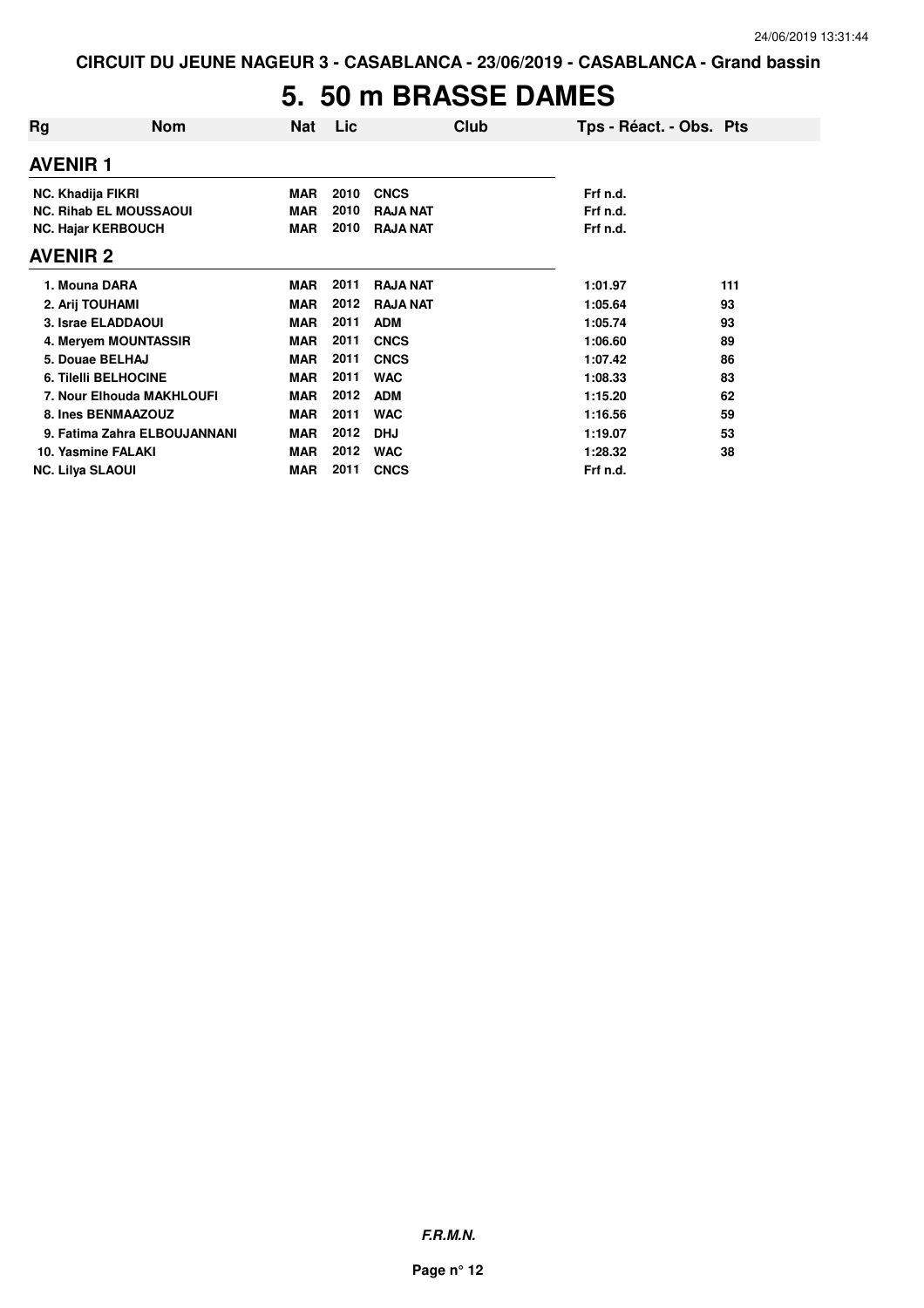CIRCUIT DU JEUNE NAGEUR 3 - CASABLANCA - 23/06/2019 - CASABLANCA - Grand bassin

# 5. 50 m BRASSE DAMES

| Rg | Nom | Nat | Lic | Club | Tps - Réact. - Obs. | Pts |
|---|---|---|---|---|---|---|
| **AVENIR 1** | | | | | | |
| NC. Khadija FIKRI | | MAR | 2010 | CNCS | Frf n.d. | |
| NC. Rihab EL MOUSSAOUI | | MAR | 2010 | RAJA NAT | Frf n.d. | |
| NC. Hajar KERBOUCH | | MAR | 2010 | RAJA NAT | Frf n.d. | |
| **AVENIR 2** | | | | | | |
| 1. Mouna DARA | | MAR | 2011 | RAJA NAT | 1:01.97 | 111 |
| 2. Arij TOUHAMI | | MAR | 2012 | RAJA NAT | 1:05.64 | 93 |
| 3. Israe ELADDAOUI | | MAR | 2011 | ADM | 1:05.74 | 93 |
| 4. Meryem MOUNTASSIR | | MAR | 2011 | CNCS | 1:06.60 | 89 |
| 5. Douae BELHAJ | | MAR | 2011 | CNCS | 1:07.42 | 86 |
| 6. Tilelli BELHOCINE | | MAR | 2011 | WAC | 1:08.33 | 83 |
| 7. Nour Elhouda MAKHLOUFI | | MAR | 2012 | ADM | 1:15.20 | 62 |
| 8. Ines BENMAAZOUZ | | MAR | 2011 | WAC | 1:16.56 | 59 |
| 9. Fatima Zahra ELBOUJANNANI | | MAR | 2012 | DHJ | 1:19.07 | 53 |
| 10. Yasmine FALAKI | | MAR | 2012 | WAC | 1:28.32 | 38 |
| NC. Lilya SLAOUI | | MAR | 2011 | CNCS | Frf n.d. | |

*F.R.M.N.*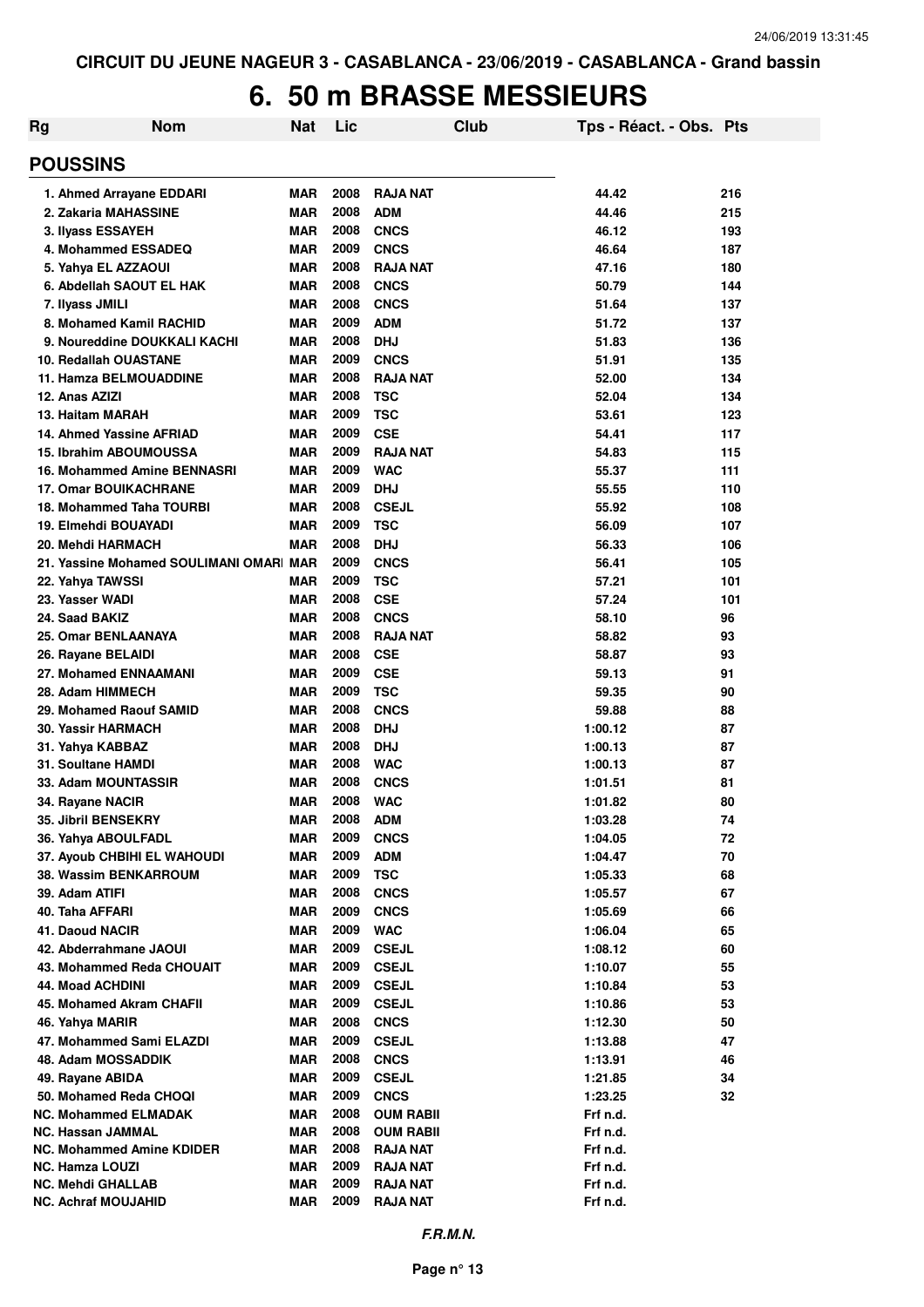CIRCUIT DU JEUNE NAGEUR 3 - CASABLANCA - 23/06/2019 - CASABLANCA - Grand bassin

# 6. 50 m BRASSE MESSIEURS

| Rg | Nom | Nat | Lic | Club | Tps - Réact. - Obs. | Pts |
|---|---|---|---|---|---|---|
| **POUSSINS** | | | | | | |
| 1. | Ahmed Arrayane EDDARI | MAR | 2008 | RAJA NAT | 44.42 | 216 |
| 2. | Zakaria MAHASSINE | MAR | 2008 | ADM | 44.46 | 215 |
| 3. | Ilyass ESSAYEH | MAR | 2008 | CNCS | 46.12 | 193 |
| 4. | Mohammed ESSADEQ | MAR | 2009 | CNCS | 46.64 | 187 |
| 5. | Yahya EL AZZAOUI | MAR | 2008 | RAJA NAT | 47.16 | 180 |
| 6. | Abdellah SAOUT EL HAK | MAR | 2008 | CNCS | 50.79 | 144 |
| 7. | Ilyass JMILI | MAR | 2008 | CNCS | 51.64 | 137 |
| 8. | Mohamed Kamil RACHID | MAR | 2009 | ADM | 51.72 | 137 |
| 9. | Noureddine DOUKKALI KACHI | MAR | 2008 | DHJ | 51.83 | 136 |
| 10. | Redallah OUASTANE | MAR | 2009 | CNCS | 51.91 | 135 |
| 11. | Hamza BELMOUADDINE | MAR | 2008 | RAJA NAT | 52.00 | 134 |
| 12. | Anas AZIZI | MAR | 2008 | TSC | 52.04 | 134 |
| 13. | Haitam MARAH | MAR | 2009 | TSC | 53.61 | 123 |
| 14. | Ahmed Yassine AFRIAD | MAR | 2009 | CSE | 54.41 | 117 |
| 15. | Ibrahim ABOUMOUSSA | MAR | 2009 | RAJA NAT | 54.83 | 115 |
| 16. | Mohammed Amine BENNASRI | MAR | 2009 | WAC | 55.37 | 111 |
| 17. | Omar BOUIKACHRANE | MAR | 2009 | DHJ | 55.55 | 110 |
| 18. | Mohammed Taha TOURBI | MAR | 2008 | CSEJL | 55.92 | 108 |
| 19. | Elmehdi BOUAYADI | MAR | 2009 | TSC | 56.09 | 107 |
| 20. | Mehdi HARMACH | MAR | 2008 | DHJ | 56.33 | 106 |
| 21. | Yassine Mohamed SOULIMANI OMARI | MAR | 2009 | CNCS | 56.41 | 105 |
| 22. | Yahya TAWSSI | MAR | 2009 | TSC | 57.21 | 101 |
| 23. | Yasser WADI | MAR | 2008 | CSE | 57.24 | 101 |
| 24. | Saad BAKIZ | MAR | 2008 | CNCS | 58.10 | 96 |
| 25. | Omar BENLAANAYA | MAR | 2008 | RAJA NAT | 58.82 | 93 |
| 26. | Rayane BELAIDI | MAR | 2008 | CSE | 58.87 | 93 |
| 27. | Mohamed ENNAAMANI | MAR | 2009 | CSE | 59.13 | 91 |
| 28. | Adam HIMMECH | MAR | 2009 | TSC | 59.35 | 90 |
| 29. | Mohamed Raouf SAMID | MAR | 2008 | CNCS | 59.88 | 88 |
| 30. | Yassir HARMACH | MAR | 2008 | DHJ | 1:00.12 | 87 |
| 31. | Yahya KABBAZ | MAR | 2008 | DHJ | 1:00.13 | 87 |
| 31. | Soultane HAMDI | MAR | 2008 | WAC | 1:00.13 | 87 |
| 33. | Adam MOUNTASSIR | MAR | 2008 | CNCS | 1:01.51 | 81 |
| 34. | Rayane NACIR | MAR | 2008 | WAC | 1:01.82 | 80 |
| 35. | Jibril BENSEKRY | MAR | 2008 | ADM | 1:03.28 | 74 |
| 36. | Yahya ABOULFADL | MAR | 2009 | CNCS | 1:04.05 | 72 |
| 37. | Ayoub CHBIHI EL WAHOUDI | MAR | 2009 | ADM | 1:04.47 | 70 |
| 38. | Wassim BENKARROUM | MAR | 2009 | TSC | 1:05.33 | 68 |
| 39. | Adam ATIFI | MAR | 2008 | CNCS | 1:05.57 | 67 |
| 40. | Taha AFFARI | MAR | 2009 | CNCS | 1:05.69 | 66 |
| 41. | Daoud NACIR | MAR | 2009 | WAC | 1:06.04 | 65 |
| 42. | Abderrahmane JAOUI | MAR | 2009 | CSEJL | 1:08.12 | 60 |
| 43. | Mohammed Reda CHOUAIT | MAR | 2009 | CSEJL | 1:10.07 | 55 |
| 44. | Moad ACHDINI | MAR | 2009 | CSEJL | 1:10.84 | 53 |
| 45. | Mohamed Akram CHAFII | MAR | 2009 | CSEJL | 1:10.86 | 53 |
| 46. | Yahya MARIR | MAR | 2008 | CNCS | 1:12.30 | 50 |
| 47. | Mohammed Sami ELAZDI | MAR | 2009 | CSEJL | 1:13.88 | 47 |
| 48. | Adam MOSSADDIK | MAR | 2008 | CNCS | 1:13.91 | 46 |
| 49. | Rayane ABIDA | MAR | 2009 | CSEJL | 1:21.85 | 34 |
| 50. | Mohamed Reda CHOQI | MAR | 2009 | CNCS | 1:23.25 | 32 |
| NC. | Mohammed ELMADAK | MAR | 2008 | OUM RABII | Frf n.d. | |
| NC. | Hassan JAMMAL | MAR | 2008 | OUM RABII | Frf n.d. | |
| NC. | Mohammed Amine KDIDER | MAR | 2008 | RAJA NAT | Frf n.d. | |
| NC. | Hamza LOUZI | MAR | 2009 | RAJA NAT | Frf n.d. | |
| NC. | Mehdi GHALLAB | MAR | 2009 | RAJA NAT | Frf n.d. | |
| NC. | Achraf MOUJAHID | MAR | 2009 | RAJA NAT | Frf n.d. | |

*F.R.M.N.*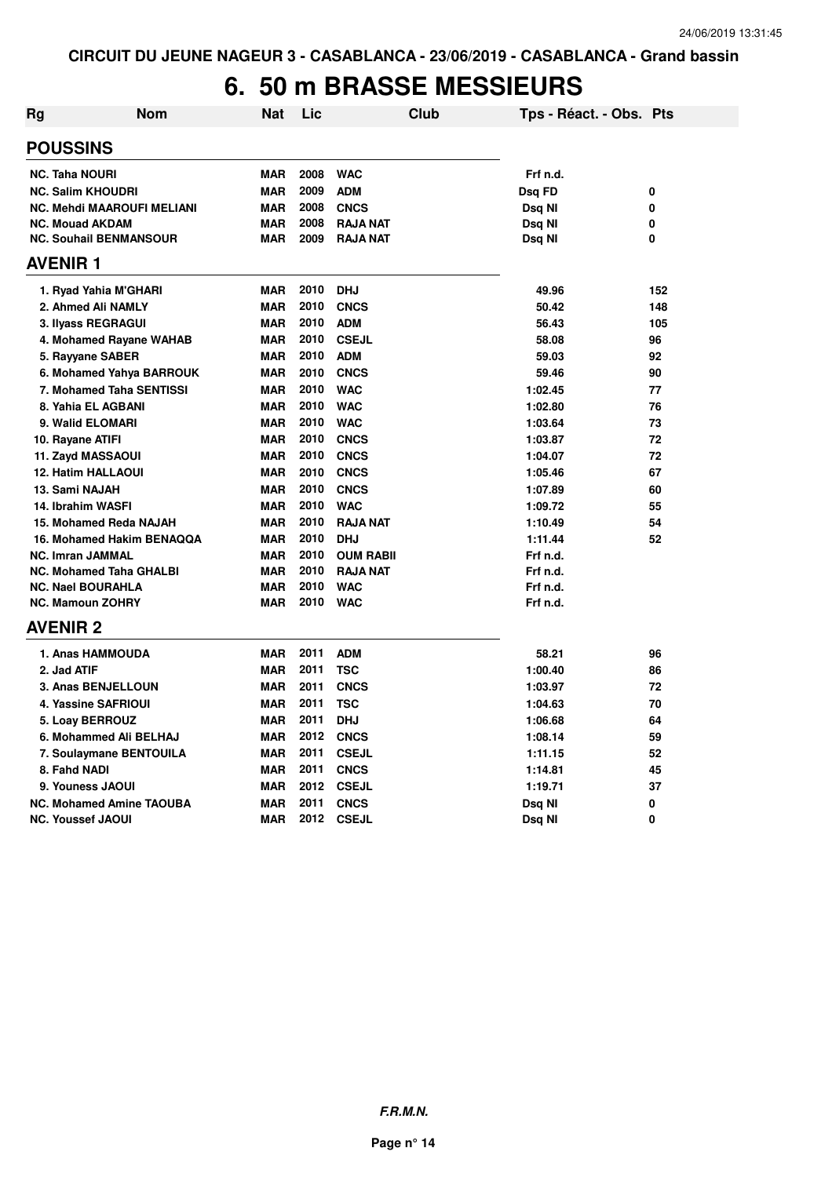CIRCUIT DU JEUNE NAGEUR 3 - CASABLANCA - 23/06/2019 - CASABLANCA - Grand bassin

# 6. 50 m BRASSE MESSIEURS

| Rg | Nom | Nat | Lic | Club | Tps - Réact. - Obs. | Pts |
|---|---|---|---|---|---|---|
| **POUSSINS** | | | | | | |
| NC. | Taha NOURI | MAR | 2008 | WAC | Frf n.d. | |
| NC. | Salim KHOUDRI | MAR | 2009 | ADM | Dsq FD | 0 |
| NC. | Mehdi MAAROUFI MELIANI | MAR | 2008 | CNCS | Dsq NI | 0 |
| NC. | Mouad AKDAM | MAR | 2008 | RAJA NAT | Dsq NI | 0 |
| NC. | Souhail BENMANSOUR | MAR | 2009 | RAJA NAT | Dsq NI | 0 |
| **AVENIR 1** | | | | | | |
| 1. | Ryad Yahia M'GHARI | MAR | 2010 | DHJ | 49.96 | 152 |
| 2. | Ahmed Ali NAMLY | MAR | 2010 | CNCS | 50.42 | 148 |
| 3. | Ilyass REGRAGUI | MAR | 2010 | ADM | 56.43 | 105 |
| 4. | Mohamed Rayane WAHAB | MAR | 2010 | CSEJL | 58.08 | 96 |
| 5. | Rayyane SABER | MAR | 2010 | ADM | 59.03 | 92 |
| 6. | Mohamed Yahya BARROUK | MAR | 2010 | CNCS | 59.46 | 90 |
| 7. | Mohamed Taha SENTISSI | MAR | 2010 | WAC | 1:02.45 | 77 |
| 8. | Yahia EL AGBANI | MAR | 2010 | WAC | 1:02.80 | 76 |
| 9. | Walid ELOMARI | MAR | 2010 | WAC | 1:03.64 | 73 |
| 10. | Rayane ATIFI | MAR | 2010 | CNCS | 1:03.87 | 72 |
| 11. | Zayd MASSAOUI | MAR | 2010 | CNCS | 1:04.07 | 72 |
| 12. | Hatim HALLAOUI | MAR | 2010 | CNCS | 1:05.46 | 67 |
| 13. | Sami NAJAH | MAR | 2010 | CNCS | 1:07.89 | 60 |
| 14. | Ibrahim WASFI | MAR | 2010 | WAC | 1:09.72 | 55 |
| 15. | Mohamed Reda NAJAH | MAR | 2010 | RAJA NAT | 1:10.49 | 54 |
| 16. | Mohamed Hakim BENAQQA | MAR | 2010 | DHJ | 1:11.44 | 52 |
| NC. | Imran JAMMAL | MAR | 2010 | OUM RABII | Frf n.d. | |
| NC. | Mohamed Taha GHALBI | MAR | 2010 | RAJA NAT | Frf n.d. | |
| NC. | Nael BOURAHLA | MAR | 2010 | WAC | Frf n.d. | |
| NC. | Mamoun ZOHRY | MAR | 2010 | WAC | Frf n.d. | |
| **AVENIR 2** | | | | | | |
| 1. | Anas HAMMOUDA | MAR | 2011 | ADM | 58.21 | 96 |
| 2. | Jad ATIF | MAR | 2011 | TSC | 1:00.40 | 86 |
| 3. | Anas BENJELLOUN | MAR | 2011 | CNCS | 1:03.97 | 72 |
| 4. | Yassine SAFRIOUI | MAR | 2011 | TSC | 1:04.63 | 70 |
| 5. | Loay BERROUZ | MAR | 2011 | DHJ | 1:06.68 | 64 |
| 6. | Mohammed Ali BELHAJ | MAR | 2012 | CNCS | 1:08.14 | 59 |
| 7. | Soulaymane BENTOUILA | MAR | 2011 | CSEJL | 1:11.15 | 52 |
| 8. | Fahd NADI | MAR | 2011 | CNCS | 1:14.81 | 45 |
| 9. | Youness JAOUI | MAR | 2012 | CSEJL | 1:19.71 | 37 |
| NC. | Mohamed Amine TAOUBA | MAR | 2011 | CNCS | Dsq NI | 0 |
| NC. | Youssef JAOUI | MAR | 2012 | CSEJL | Dsq NI | 0 |

*F.R.M.N.*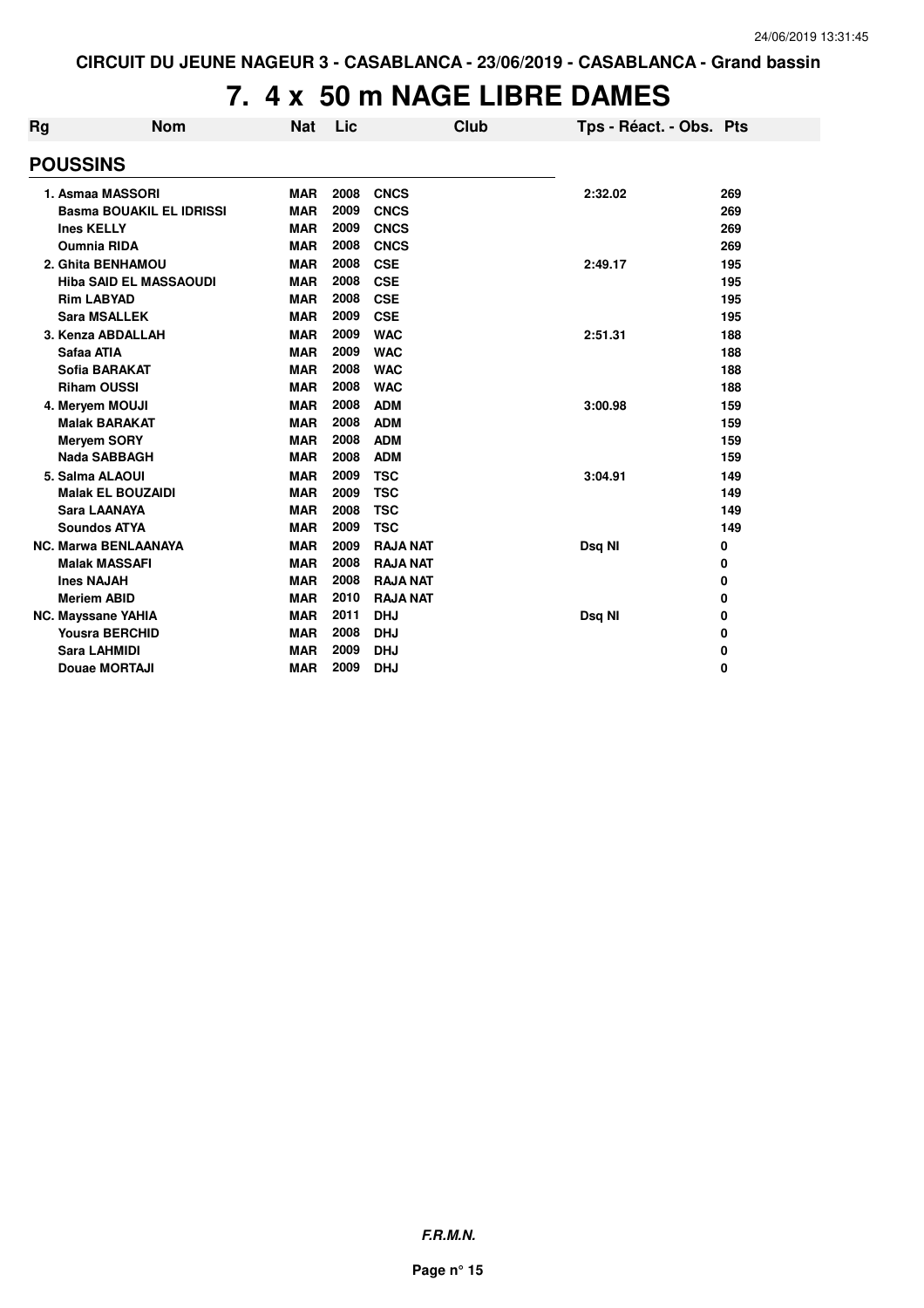# 7. 4 x 50 m NAGE LIBRE DAMES

| Rg | Nom | Nat | Lic | Club | Tps - Réact. - Obs. | Pts |
|---|---|---|---|---|---|---|
| **POUSSINS** | | | | | | |
| 1. | Asmaa MASSORI | MAR | 2008 | CNCS | 2:32.02 | 269 |
| | Basma BOUAKIL EL IDRISSI | MAR | 2009 | CNCS | | 269 |
| | Ines KELLY | MAR | 2009 | CNCS | | 269 |
| | Oumnia RIDA | MAR | 2008 | CNCS | | 269 |
| 2. | Ghita BENHAMOU | MAR | 2008 | CSE | 2:49.17 | 195 |
| | Hiba SAID EL MASSAOUDI | MAR | 2008 | CSE | | 195 |
| | Rim LABYAD | MAR | 2008 | CSE | | 195 |
| | Sara MSALLEK | MAR | 2009 | CSE | | 195 |
| 3. | Kenza ABDALLAH | MAR | 2009 | WAC | 2:51.31 | 188 |
| | Safaa ATIA | MAR | 2009 | WAC | | 188 |
| | Sofia BARAKAT | MAR | 2008 | WAC | | 188 |
| | Riham OUSSI | MAR | 2008 | WAC | | 188 |
| 4. | Meryem MOUJI | MAR | 2008 | ADM | 3:00.98 | 159 |
| | Malak BARAKAT | MAR | 2008 | ADM | | 159 |
| | Meryem SORY | MAR | 2008 | ADM | | 159 |
| | Nada SABBAGH | MAR | 2008 | ADM | | 159 |
| 5. | Salma ALAOUI | MAR | 2009 | TSC | 3:04.91 | 149 |
| | Malak EL BOUZAIDI | MAR | 2009 | TSC | | 149 |
| | Sara LAANAYA | MAR | 2008 | TSC | | 149 |
| | Soundos ATYA | MAR | 2009 | TSC | | 149 |
| NC. | Marwa BENLAANAYA | MAR | 2009 | RAJA NAT | Dsq NI | 0 |
| | Malak MASSAFI | MAR | 2008 | RAJA NAT | | 0 |
| | Ines NAJAH | MAR | 2008 | RAJA NAT | | 0 |
| | Meriem ABID | MAR | 2010 | RAJA NAT | | 0 |
| NC. | Mayssane YAHIA | MAR | 2011 | DHJ | Dsq NI | 0 |
| | Yousra BERCHID | MAR | 2008 | DHJ | | 0 |
| | Sara LAHMIDI | MAR | 2009 | DHJ | | 0 |
| | Douae MORTAJI | MAR | 2009 | DHJ | | 0 |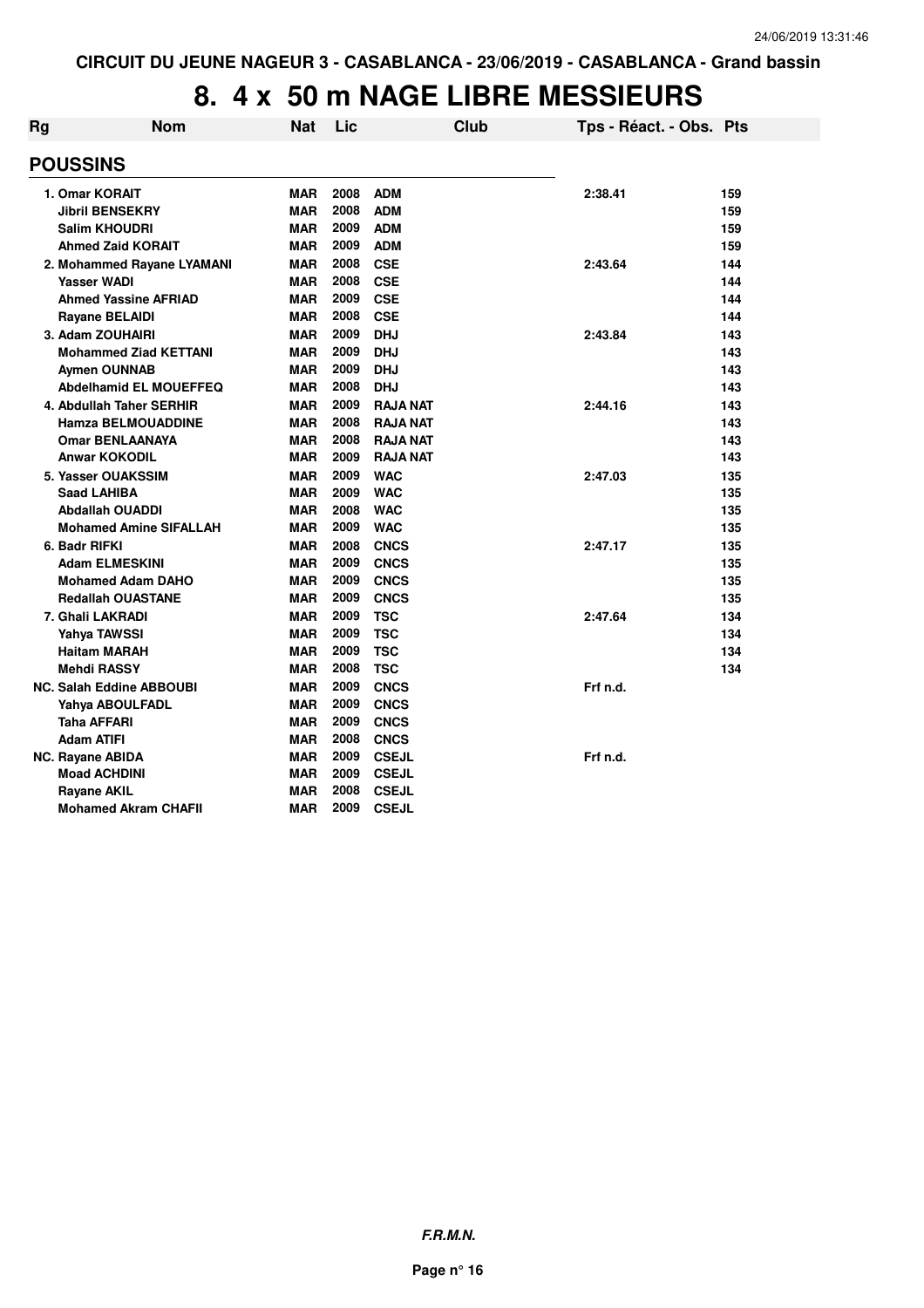CIRCUIT DU JEUNE NAGEUR 3 - CASABLANCA - 23/06/2019 - CASABLANCA - Grand bassin

# 8. 4 x 50 m NAGE LIBRE MESSIEURS

| Rg | Nom | Nat | Lic | Club | Tps - Réact. - Obs. | Pts |
|---|---|---|---|---|---|---|
| **POUSSINS** | | | | | | |
| 1. | Omar KORAIT | MAR | 2008 | ADM | 2:38.41 | 159 |
| | Jibril BENSEKRY | MAR | 2008 | ADM | | 159 |
| | Salim KHOUDRI | MAR | 2009 | ADM | | 159 |
| | Ahmed Zaid KORAIT | MAR | 2009 | ADM | | 159 |
| 2. | Mohammed Rayane LYAMANI | MAR | 2008 | CSE | 2:43.64 | 144 |
| | Yasser WADI | MAR | 2008 | CSE | | 144 |
| | Ahmed Yassine AFRIAD | MAR | 2009 | CSE | | 144 |
| | Rayane BELAIDI | MAR | 2008 | CSE | | 144 |
| 3. | Adam ZOUHAIRI | MAR | 2009 | DHJ | 2:43.84 | 143 |
| | Mohammed Ziad KETTANI | MAR | 2009 | DHJ | | 143 |
| | Aymen OUNNAB | MAR | 2009 | DHJ | | 143 |
| | Abdelhamid EL MOUEFFEQ | MAR | 2008 | DHJ | | 143 |
| 4. | Abdullah Taher SERHIR | MAR | 2009 | RAJA NAT | 2:44.16 | 143 |
| | Hamza BELMOUADDINE | MAR | 2008 | RAJA NAT | | 143 |
| | Omar BENLAANAYA | MAR | 2008 | RAJA NAT | | 143 |
| | Anwar KOKODIL | MAR | 2009 | RAJA NAT | | 143 |
| 5. | Yasser OUAKSSIM | MAR | 2009 | WAC | 2:47.03 | 135 |
| | Saad LAHIBA | MAR | 2009 | WAC | | 135 |
| | Abdallah OUADDI | MAR | 2008 | WAC | | 135 |
| | Mohamed Amine SIFALLAH | MAR | 2009 | WAC | | 135 |
| 6. | Badr RIFKI | MAR | 2008 | CNCS | 2:47.17 | 135 |
| | Adam ELMESKINI | MAR | 2009 | CNCS | | 135 |
| | Mohamed Adam DAHO | MAR | 2009 | CNCS | | 135 |
| | Redallah OUASTANE | MAR | 2009 | CNCS | | 135 |
| 7. | Ghali LAKRADI | MAR | 2009 | TSC | 2:47.64 | 134 |
| | Yahya TAWSSI | MAR | 2009 | TSC | | 134 |
| | Haitam MARAH | MAR | 2009 | TSC | | 134 |
| | Mehdi RASSY | MAR | 2008 | TSC | | 134 |
| NC. | Salah Eddine ABBOUBI | MAR | 2009 | CNCS | Frf n.d. | |
| | Yahya ABOULFADL | MAR | 2009 | CNCS | | |
| | Taha AFFARI | MAR | 2009 | CNCS | | |
| | Adam ATIFI | MAR | 2008 | CNCS | | |
| NC. | Rayane ABIDA | MAR | 2009 | CSEJL | Frf n.d. | |
| | Moad ACHDINI | MAR | 2009 | CSEJL | | |
| | Rayane AKIL | MAR | 2008 | CSEJL | | |
| | Mohamed Akram CHAFII | MAR | 2009 | CSEJL | | |

*F.R.M.N.*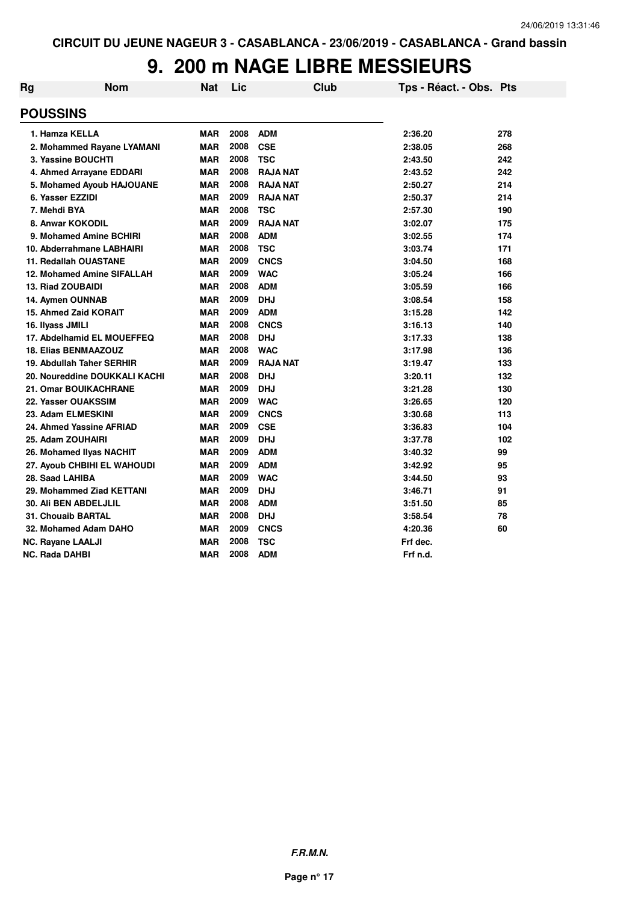CIRCUIT DU JEUNE NAGEUR 3 - CASABLANCA - 23/06/2019 - CASABLANCA - Grand bassin

# 9. 200 m NAGE LIBRE MESSIEURS

| Rg | Nom | Nat | Lic | Club | Tps - Réact. - Obs. | Pts |
|---|---|---|---|---|---|---|
| **POUSSINS** | | | | | | |
| 1. | Hamza KELLA | MAR | 2008 | ADM | 2:36.20 | 278 |
| 2. | Mohammed Rayane LYAMANI | MAR | 2008 | CSE | 2:38.05 | 268 |
| 3. | Yassine BOUCHTI | MAR | 2008 | TSC | 2:43.50 | 242 |
| 4. | Ahmed Arrayane EDDARI | MAR | 2008 | RAJA NAT | 2:43.52 | 242 |
| 5. | Mohamed Ayoub HAJOUANE | MAR | 2008 | RAJA NAT | 2:50.27 | 214 |
| 6. | Yasser EZZIDI | MAR | 2009 | RAJA NAT | 2:50.37 | 214 |
| 7. | Mehdi BYA | MAR | 2008 | TSC | 2:57.30 | 190 |
| 8. | Anwar KOKODIL | MAR | 2009 | RAJA NAT | 3:02.07 | 175 |
| 9. | Mohamed Amine BCHIRI | MAR | 2008 | ADM | 3:02.55 | 174 |
| 10. | Abderrahmane LABHAIRI | MAR | 2008 | TSC | 3:03.74 | 171 |
| 11. | Redallah OUASTANE | MAR | 2009 | CNCS | 3:04.50 | 168 |
| 12. | Mohamed Amine SIFALLAH | MAR | 2009 | WAC | 3:05.24 | 166 |
| 13. | Riad ZOUBAIDI | MAR | 2008 | ADM | 3:05.59 | 166 |
| 14. | Aymen OUNNAB | MAR | 2009 | DHJ | 3:08.54 | 158 |
| 15. | Ahmed Zaid KORAIT | MAR | 2009 | ADM | 3:15.28 | 142 |
| 16. | Ilyass JMILI | MAR | 2008 | CNCS | 3:16.13 | 140 |
| 17. | Abdelhamid EL MOUEFFEQ | MAR | 2008 | DHJ | 3:17.33 | 138 |
| 18. | Elias BENMAAZOUZ | MAR | 2008 | WAC | 3:17.98 | 136 |
| 19. | Abdullah Taher SERHIR | MAR | 2009 | RAJA NAT | 3:19.47 | 133 |
| 20. | Noureddine DOUKKALI KACHI | MAR | 2008 | DHJ | 3:20.11 | 132 |
| 21. | Omar BOUIKACHRANE | MAR | 2009 | DHJ | 3:21.28 | 130 |
| 22. | Yasser OUAKSSIM | MAR | 2009 | WAC | 3:26.65 | 120 |
| 23. | Adam ELMESKINI | MAR | 2009 | CNCS | 3:30.68 | 113 |
| 24. | Ahmed Yassine AFRIAD | MAR | 2009 | CSE | 3:36.83 | 104 |
| 25. | Adam ZOUHAIRI | MAR | 2009 | DHJ | 3:37.78 | 102 |
| 26. | Mohamed Ilyas NACHIT | MAR | 2009 | ADM | 3:40.32 | 99 |
| 27. | Ayoub CHBIHI EL WAHOUDI | MAR | 2009 | ADM | 3:42.92 | 95 |
| 28. | Saad LAHIBA | MAR | 2009 | WAC | 3:44.50 | 93 |
| 29. | Mohammed Ziad KETTANI | MAR | 2009 | DHJ | 3:46.71 | 91 |
| 30. | Ali BEN ABDELJLIL | MAR | 2008 | ADM | 3:51.50 | 85 |
| 31. | Chouaib BARTAL | MAR | 2008 | DHJ | 3:58.54 | 78 |
| 32. | Mohamed Adam DAHO | MAR | 2009 | CNCS | 4:20.36 | 60 |
| NC. | Rayane LAALJI | MAR | 2008 | TSC | Frf dec. | |
| NC. | Rada DAHBI | MAR | 2008 | ADM | Frf n.d. | |

*F.R.M.N.*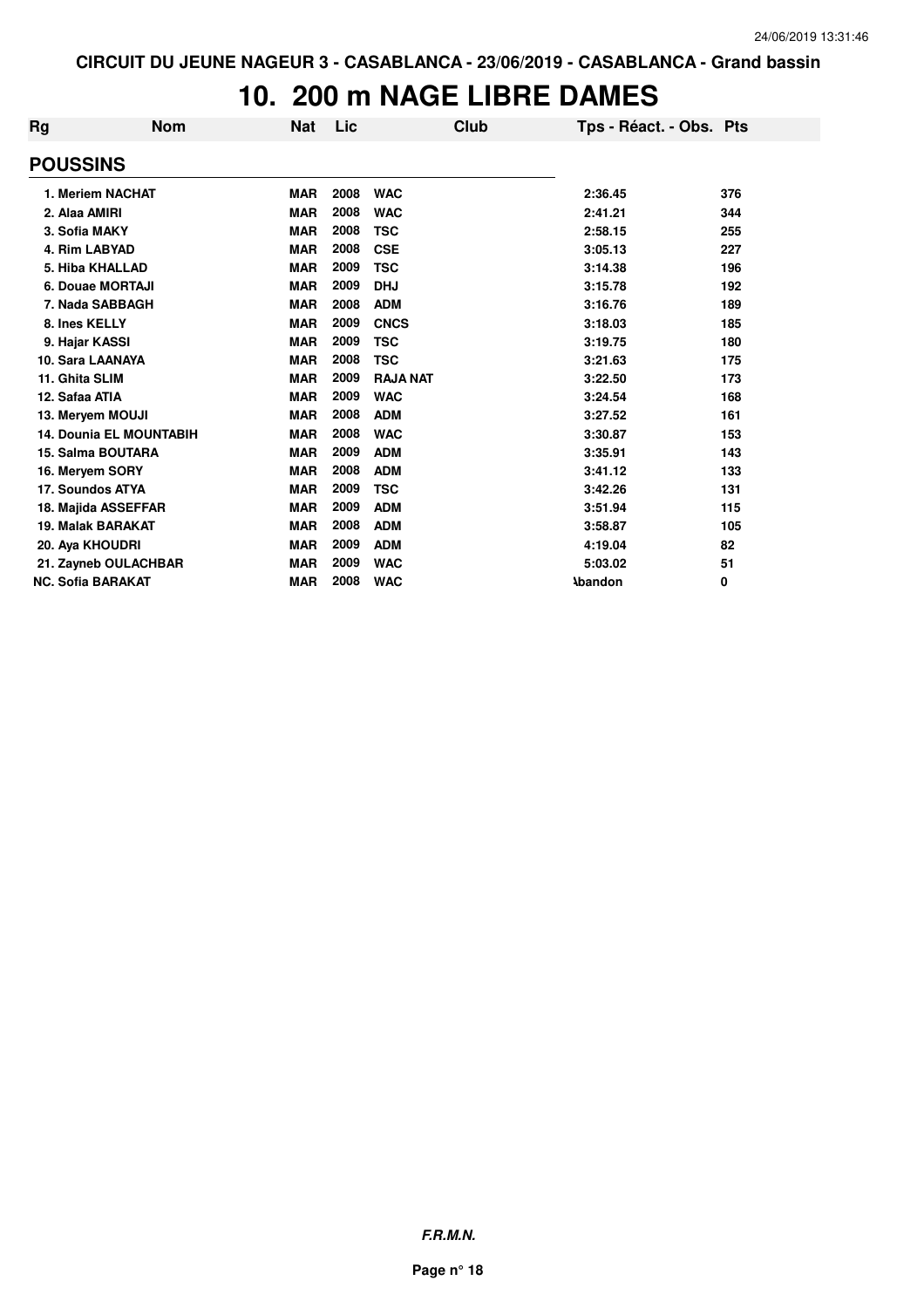CIRCUIT DU JEUNE NAGEUR 3 - CASABLANCA - 23/06/2019 - CASABLANCA - Grand bassin

# 10. 200 m NAGE LIBRE DAMES

| Rg | Nom | Nat | Lic | Club | Tps - Réact. - Obs. | Pts |
|---|---|---|---|---|---|---|
| **POUSSINS** | | | | | | |
| 1. | Meriem NACHAT | MAR | 2008 | WAC | 2:36.45 | 376 |
| 2. | Alaa AMIRI | MAR | 2008 | WAC | 2:41.21 | 344 |
| 3. | Sofia MAKY | MAR | 2008 | TSC | 2:58.15 | 255 |
| 4. | Rim LABYAD | MAR | 2008 | CSE | 3:05.13 | 227 |
| 5. | Hiba KHALLAD | MAR | 2009 | TSC | 3:14.38 | 196 |
| 6. | Douae MORTAJI | MAR | 2009 | DHJ | 3:15.78 | 192 |
| 7. | Nada SABBAGH | MAR | 2008 | ADM | 3:16.76 | 189 |
| 8. | Ines KELLY | MAR | 2009 | CNCS | 3:18.03 | 185 |
| 9. | Hajar KASSI | MAR | 2009 | TSC | 3:19.75 | 180 |
| 10. | Sara LAANAYA | MAR | 2008 | TSC | 3:21.63 | 175 |
| 11. | Ghita SLIM | MAR | 2009 | RAJA NAT | 3:22.50 | 173 |
| 12. | Safaa ATIA | MAR | 2009 | WAC | 3:24.54 | 168 |
| 13. | Meryem MOUJI | MAR | 2008 | ADM | 3:27.52 | 161 |
| 14. | Dounia EL MOUNTABIH | MAR | 2008 | WAC | 3:30.87 | 153 |
| 15. | Salma BOUTARA | MAR | 2009 | ADM | 3:35.91 | 143 |
| 16. | Meryem SORY | MAR | 2008 | ADM | 3:41.12 | 133 |
| 17. | Soundos ATYA | MAR | 2009 | TSC | 3:42.26 | 131 |
| 18. | Majida ASSEFFAR | MAR | 2009 | ADM | 3:51.94 | 115 |
| 19. | Malak BARAKAT | MAR | 2008 | ADM | 3:58.87 | 105 |
| 20. | Aya KHOUDRI | MAR | 2009 | ADM | 4:19.04 | 82 |
| 21. | Zayneb OULACHBAR | MAR | 2009 | WAC | 5:03.02 | 51 |
| NC. | Sofia BARAKAT | MAR | 2008 | WAC | Abandon | 0 |

***F.R.M.N.***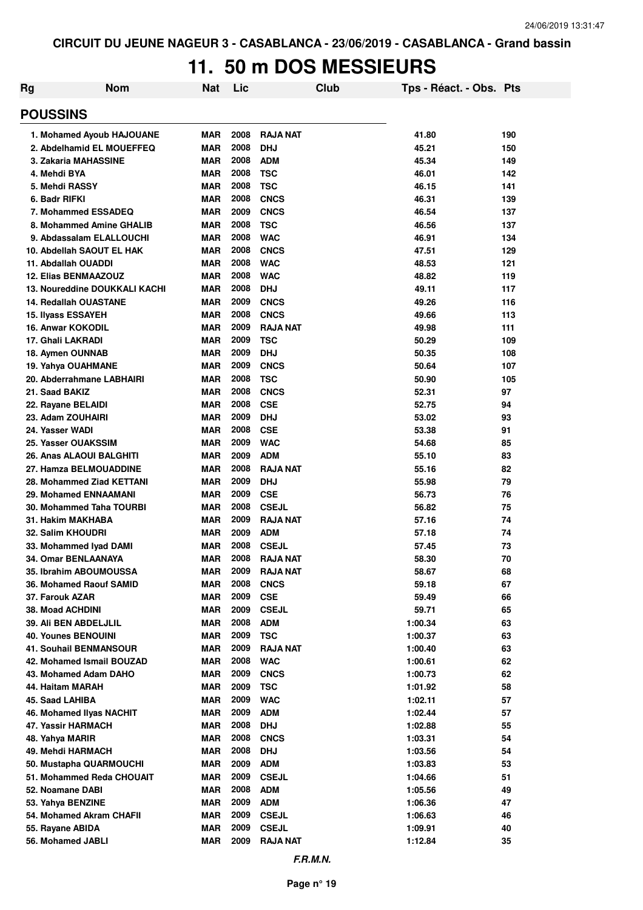# 11. 50 m DOS MESSIEURS

| Rg | Nom | Nat | Lic | Club | Tps - Réact. - Obs. | Pts |
|---|---|---|---|---|---|---|
| **POUSSINS** | | | | | | |
| 1. | Mohamed Ayoub HAJOUANE | MAR | 2008 | RAJA NAT | 41.80 | 190 |
| 2. | Abdelhamid EL MOUEFFEQ | MAR | 2008 | DHJ | 45.21 | 150 |
| 3. | Zakaria MAHASSINE | MAR | 2008 | ADM | 45.34 | 149 |
| 4. | Mehdi BYA | MAR | 2008 | TSC | 46.01 | 142 |
| 5. | Mehdi RASSY | MAR | 2008 | TSC | 46.15 | 141 |
| 6. | Badr RIFKI | MAR | 2008 | CNCS | 46.31 | 139 |
| 7. | Mohammed ESSADEQ | MAR | 2009 | CNCS | 46.54 | 137 |
| 8. | Mohammed Amine GHALIB | MAR | 2008 | TSC | 46.56 | 137 |
| 9. | Abdassalam ELALLOUCHI | MAR | 2008 | WAC | 46.91 | 134 |
| 10. | Abdellah SAOUT EL HAK | MAR | 2008 | CNCS | 47.51 | 129 |
| 11. | Abdallah OUADDI | MAR | 2008 | WAC | 48.53 | 121 |
| 12. | Elias BENMAAZOUZ | MAR | 2008 | WAC | 48.82 | 119 |
| 13. | Noureddine DOUKKALI KACHI | MAR | 2008 | DHJ | 49.11 | 117 |
| 14. | Redallah OUASTANE | MAR | 2009 | CNCS | 49.26 | 116 |
| 15. | Ilyass ESSAYEH | MAR | 2008 | CNCS | 49.66 | 113 |
| 16. | Anwar KOKODIL | MAR | 2009 | RAJA NAT | 49.98 | 111 |
| 17. | Ghali LAKRADI | MAR | 2009 | TSC | 50.29 | 109 |
| 18. | Aymen OUNNAB | MAR | 2009 | DHJ | 50.35 | 108 |
| 19. | Yahya OUAHMANE | MAR | 2009 | CNCS | 50.64 | 107 |
| 20. | Abderrahmane LABHAIRI | MAR | 2008 | TSC | 50.90 | 105 |
| 21. | Saad BAKIZ | MAR | 2008 | CNCS | 52.31 | 97 |
| 22. | Rayane BELAIDI | MAR | 2008 | CSE | 52.75 | 94 |
| 23. | Adam ZOUHAIRI | MAR | 2009 | DHJ | 53.02 | 93 |
| 24. | Yasser WADI | MAR | 2008 | CSE | 53.38 | 91 |
| 25. | Yasser OUAKSSIM | MAR | 2009 | WAC | 54.68 | 85 |
| 26. | Anas ALAOUI BALGHITI | MAR | 2009 | ADM | 55.10 | 83 |
| 27. | Hamza BELMOUADDINE | MAR | 2008 | RAJA NAT | 55.16 | 82 |
| 28. | Mohammed Ziad KETTANI | MAR | 2009 | DHJ | 55.98 | 79 |
| 29. | Mohamed ENNAAMANI | MAR | 2009 | CSE | 56.73 | 76 |
| 30. | Mohammed Taha TOURBI | MAR | 2008 | CSEJL | 56.82 | 75 |
| 31. | Hakim MAKHABA | MAR | 2009 | RAJA NAT | 57.16 | 74 |
| 32. | Salim KHOUDRI | MAR | 2009 | ADM | 57.18 | 74 |
| 33. | Mohammed Iyad DAMI | MAR | 2008 | CSEJL | 57.45 | 73 |
| 34. | Omar BENLAANAYA | MAR | 2008 | RAJA NAT | 58.30 | 70 |
| 35. | Ibrahim ABOUMOUSSA | MAR | 2009 | RAJA NAT | 58.67 | 68 |
| 36. | Mohamed Raouf SAMID | MAR | 2008 | CNCS | 59.18 | 67 |
| 37. | Farouk AZAR | MAR | 2009 | CSE | 59.49 | 66 |
| 38. | Moad ACHDINI | MAR | 2009 | CSEJL | 59.71 | 65 |
| 39. | Ali BEN ABDELJLIL | MAR | 2008 | ADM | 1:00.34 | 63 |
| 40. | Younes BENOUINI | MAR | 2009 | TSC | 1:00.37 | 63 |
| 41. | Souhail BENMANSOUR | MAR | 2009 | RAJA NAT | 1:00.40 | 63 |
| 42. | Mohamed Ismail BOUZAD | MAR | 2008 | WAC | 1:00.61 | 62 |
| 43. | Mohamed Adam DAHO | MAR | 2009 | CNCS | 1:00.73 | 62 |
| 44. | Haitam MARAH | MAR | 2009 | TSC | 1:01.92 | 58 |
| 45. | Saad LAHIBA | MAR | 2009 | WAC | 1:02.11 | 57 |
| 46. | Mohamed Ilyas NACHIT | MAR | 2009 | ADM | 1:02.44 | 57 |
| 47. | Yassir HARMACH | MAR | 2008 | DHJ | 1:02.88 | 55 |
| 48. | Yahya MARIR | MAR | 2008 | CNCS | 1:03.31 | 54 |
| 49. | Mehdi HARMACH | MAR | 2008 | DHJ | 1:03.56 | 54 |
| 50. | Mustapha QUARMOUCHI | MAR | 2009 | ADM | 1:03.83 | 53 |
| 51. | Mohammed Reda CHOUAIT | MAR | 2009 | CSEJL | 1:04.66 | 51 |
| 52. | Noamane DABI | MAR | 2008 | ADM | 1:05.56 | 49 |
| 53. | Yahya BENZINE | MAR | 2009 | ADM | 1:06.36 | 47 |
| 54. | Mohamed Akram CHAFII | MAR | 2009 | CSEJL | 1:06.63 | 46 |
| 55. | Rayane ABIDA | MAR | 2009 | CSEJL | 1:09.91 | 40 |
| 56. | Mohamed JABLI | MAR | 2009 | RAJA NAT | 1:12.84 | 35 |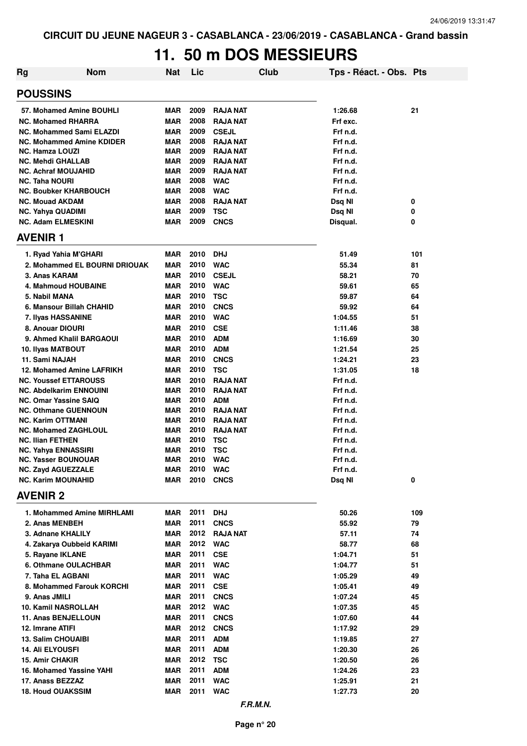CIRCUIT DU JEUNE NAGEUR 3 - CASABLANCA - 23/06/2019 - CASABLANCA - Grand bassin

# 11. 50 m DOS MESSIEURS

| Rg | Nom | Nat | Lic | Club | Tps - Réact. - Obs. | Pts |
|---|---|---|---|---|---|---|
| **POUSSINS** | | | | | | |
| 57. Mohamed Amine BOUHLI | | MAR | 2009 | RAJA NAT | 1:26.68 | 21 |
| NC. Mohamed RHARRA | | MAR | 2008 | RAJA NAT | Frf exc. | |
| NC. Mohammed Sami ELAZDI | | MAR | 2009 | CSEJL | Frf n.d. | |
| NC. Mohammed Amine KDIDER | | MAR | 2008 | RAJA NAT | Frf n.d. | |
| NC. Hamza LOUZI | | MAR | 2009 | RAJA NAT | Frf n.d. | |
| NC. Mehdi GHALLAB | | MAR | 2009 | RAJA NAT | Frf n.d. | |
| NC. Achraf MOUJAHID | | MAR | 2009 | RAJA NAT | Frf n.d. | |
| NC. Taha NOURI | | MAR | 2008 | WAC | Frf n.d. | |
| NC. Boubker KHARBOUCH | | MAR | 2008 | WAC | Frf n.d. | |
| NC. Mouad AKDAM | | MAR | 2008 | RAJA NAT | Dsq NI | 0 |
| NC. Yahya QUADIMI | | MAR | 2009 | TSC | Dsq NI | 0 |
| NC. Adam ELMESKINI | | MAR | 2009 | CNCS | Disqual. | 0 |
| **AVENIR 1** | | | | | | |
| 1. Ryad Yahia M'GHARI | | MAR | 2010 | DHJ | 51.49 | 101 |
| 2. Mohammed EL BOURNI DRIOUAK | | MAR | 2010 | WAC | 55.34 | 81 |
| 3. Anas KARAM | | MAR | 2010 | CSEJL | 58.21 | 70 |
| 4. Mahmoud HOUBAINE | | MAR | 2010 | WAC | 59.61 | 65 |
| 5. Nabil MANA | | MAR | 2010 | TSC | 59.87 | 64 |
| 6. Mansour Billah CHAHID | | MAR | 2010 | CNCS | 59.92 | 64 |
| 7. Ilyas HASSANINE | | MAR | 2010 | WAC | 1:04.55 | 51 |
| 8. Anouar DIOURI | | MAR | 2010 | CSE | 1:11.46 | 38 |
| 9. Ahmed Khalil BARGAOUI | | MAR | 2010 | ADM | 1:16.69 | 30 |
| 10. Ilyas MATBOUT | | MAR | 2010 | ADM | 1:21.54 | 25 |
| 11. Sami NAJAH | | MAR | 2010 | CNCS | 1:24.21 | 23 |
| 12. Mohamed Amine LAFRIKH | | MAR | 2010 | TSC | 1:31.05 | 18 |
| NC. Youssef ETTAROUSS | | MAR | 2010 | RAJA NAT | Frf n.d. | |
| NC. Abdelkarim ENNOUINI | | MAR | 2010 | RAJA NAT | Frf n.d. | |
| NC. Omar Yassine SAIQ | | MAR | 2010 | ADM | Frf n.d. | |
| NC. Othmane GUENNOUN | | MAR | 2010 | RAJA NAT | Frf n.d. | |
| NC. Karim OTTMANI | | MAR | 2010 | RAJA NAT | Frf n.d. | |
| NC. Mohamed ZAGHLOUL | | MAR | 2010 | RAJA NAT | Frf n.d. | |
| NC. Ilian FETHEN | | MAR | 2010 | TSC | Frf n.d. | |
| NC. Yahya ENNASSIRI | | MAR | 2010 | TSC | Frf n.d. | |
| NC. Yasser BOUNOUAR | | MAR | 2010 | WAC | Frf n.d. | |
| NC. Zayd AGUEZZALE | | MAR | 2010 | WAC | Frf n.d. | |
| NC. Karim MOUNAHID | | MAR | 2010 | CNCS | Dsq NI | 0 |
| **AVENIR 2** | | | | | | |
| 1. Mohammed Amine MIRHLAMI | | MAR | 2011 | DHJ | 50.26 | 109 |
| 2. Anas MENBEH | | MAR | 2011 | CNCS | 55.92 | 79 |
| 3. Adnane KHALILY | | MAR | 2012 | RAJA NAT | 57.11 | 74 |
| 4. Zakarya Oubbeid KARIMI | | MAR | 2012 | WAC | 58.77 | 68 |
| 5. Rayane IKLANE | | MAR | 2011 | CSE | 1:04.71 | 51 |
| 6. Othmane OULACHBAR | | MAR | 2011 | WAC | 1:04.77 | 51 |
| 7. Taha EL AGBANI | | MAR | 2011 | WAC | 1:05.29 | 49 |
| 8. Mohammed Farouk KORCHI | | MAR | 2011 | CSE | 1:05.41 | 49 |
| 9. Anas JMILI | | MAR | 2011 | CNCS | 1:07.24 | 45 |
| 10. Kamil NASROLLAH | | MAR | 2012 | WAC | 1:07.35 | 45 |
| 11. Anas BENJELLOUN | | MAR | 2011 | CNCS | 1:07.60 | 44 |
| 12. Imrane ATIFI | | MAR | 2012 | CNCS | 1:17.92 | 29 |
| 13. Salim CHOUAIBI | | MAR | 2011 | ADM | 1:19.85 | 27 |
| 14. Ali ELYOUSFI | | MAR | 2011 | ADM | 1:20.30 | 26 |
| 15. Amir CHAKIR | | MAR | 2012 | TSC | 1:20.50 | 26 |
| 16. Mohamed Yassine YAHI | | MAR | 2011 | ADM | 1:24.26 | 23 |
| 17. Anass BEZZAZ | | MAR | 2011 | WAC | 1:25.91 | 21 |
| 18. Houd OUAKSSIM | | MAR | 2011 | WAC | 1:27.73 | 20 |

*F.R.M.N.*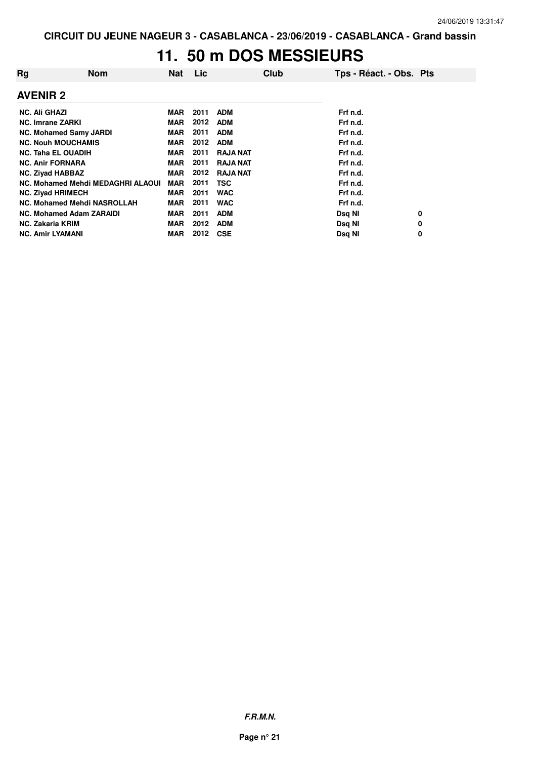CIRCUIT DU JEUNE NAGEUR 3 - CASABLANCA - 23/06/2019 - CASABLANCA - Grand bassin

# 11. 50 m DOS MESSIEURS

| Rg | Nom | Nat | Lic | Club | Tps - Réact. - Obs. | Pts |
|---|---|---|---|---|---|---|
| **AVENIR 2** | | | | | | |
| NC. | Ali GHAZI | MAR | 2011 | ADM | Frf n.d. | |
| NC. | Imrane ZARKI | MAR | 2012 | ADM | Frf n.d. | |
| NC. | Mohamed Samy JARDI | MAR | 2011 | ADM | Frf n.d. | |
| NC. | Nouh MOUCHAMIS | MAR | 2012 | ADM | Frf n.d. | |
| NC. | Taha EL OUADIH | MAR | 2011 | RAJA NAT | Frf n.d. | |
| NC. | Anir FORNARA | MAR | 2011 | RAJA NAT | Frf n.d. | |
| NC. | Ziyad HABBAZ | MAR | 2012 | RAJA NAT | Frf n.d. | |
| NC. | Mohamed Mehdi MEDAGHRI ALAOUI | MAR | 2011 | TSC | Frf n.d. | |
| NC. | Ziyad HRIMECH | MAR | 2011 | WAC | Frf n.d. | |
| NC. | Mohamed Mehdi NASROLLAH | MAR | 2011 | WAC | Frf n.d. | |
| NC. | Mohamed Adam ZARAIDI | MAR | 2011 | ADM | Dsq NI | 0 |
| NC. | Zakaria KRIM | MAR | 2012 | ADM | Dsq NI | 0 |
| NC. | Amir LYAMANI | MAR | 2012 | CSE | Dsq NI | 0 |

*F.R.M.N.*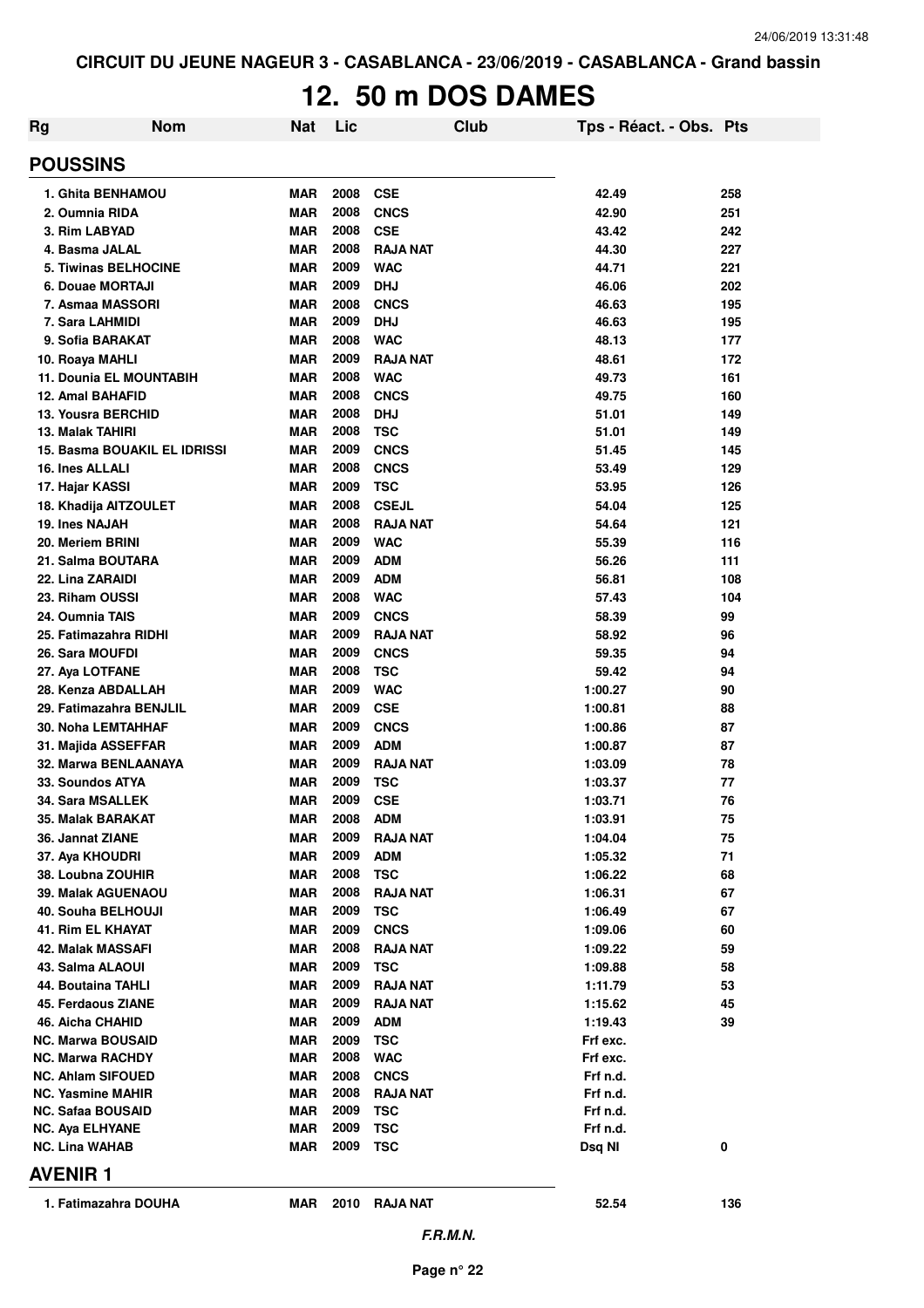CIRCUIT DU JEUNE NAGEUR 3 - CASABLANCA - 23/06/2019 - CASABLANCA - Grand bassin

# 12. 50 m DOS DAMES

| Rg | Nom | Nat | Lic | Club | Tps - Réact. - Obs. | Pts |
|---|---|---|---|---|---|---|
| **POUSSINS** | | | | | | |
| 1. Ghita BENHAMOU | | MAR | 2008 | CSE | 42.49 | 258 |
| 2. Oumnia RIDA | | MAR | 2008 | CNCS | 42.90 | 251 |
| 3. Rim LABYAD | | MAR | 2008 | CSE | 43.42 | 242 |
| 4. Basma JALAL | | MAR | 2008 | RAJA NAT | 44.30 | 227 |
| 5. Tiwinas BELHOCINE | | MAR | 2009 | WAC | 44.71 | 221 |
| 6. Douae MORTAJI | | MAR | 2009 | DHJ | 46.06 | 202 |
| 7. Asmaa MASSORI | | MAR | 2008 | CNCS | 46.63 | 195 |
| 7. Sara LAHMIDI | | MAR | 2009 | DHJ | 46.63 | 195 |
| 9. Sofia BARAKAT | | MAR | 2008 | WAC | 48.13 | 177 |
| 10. Roaya MAHLI | | MAR | 2009 | RAJA NAT | 48.61 | 172 |
| 11. Dounia EL MOUNTABIH | | MAR | 2008 | WAC | 49.73 | 161 |
| 12. Amal BAHAFID | | MAR | 2008 | CNCS | 49.75 | 160 |
| 13. Yousra BERCHID | | MAR | 2008 | DHJ | 51.01 | 149 |
| 13. Malak TAHIRI | | MAR | 2008 | TSC | 51.01 | 149 |
| 15. Basma BOUAKIL EL IDRISSI | | MAR | 2009 | CNCS | 51.45 | 145 |
| 16. Ines ALLALI | | MAR | 2008 | CNCS | 53.49 | 129 |
| 17. Hajar KASSI | | MAR | 2009 | TSC | 53.95 | 126 |
| 18. Khadija AITZOULET | | MAR | 2008 | CSEJL | 54.04 | 125 |
| 19. Ines NAJAH | | MAR | 2008 | RAJA NAT | 54.64 | 121 |
| 20. Meriem BRINI | | MAR | 2009 | WAC | 55.39 | 116 |
| 21. Salma BOUTARA | | MAR | 2009 | ADM | 56.26 | 111 |
| 22. Lina ZARAIDI | | MAR | 2009 | ADM | 56.81 | 108 |
| 23. Riham OUSSI | | MAR | 2008 | WAC | 57.43 | 104 |
| 24. Oumnia TAIS | | MAR | 2009 | CNCS | 58.39 | 99 |
| 25. Fatimazahra RIDHI | | MAR | 2009 | RAJA NAT | 58.92 | 96 |
| 26. Sara MOUFDI | | MAR | 2009 | CNCS | 59.35 | 94 |
| 27. Aya LOTFANE | | MAR | 2008 | TSC | 59.42 | 94 |
| 28. Kenza ABDALLAH | | MAR | 2009 | WAC | 1:00.27 | 90 |
| 29. Fatimazahra BENJLIL | | MAR | 2009 | CSE | 1:00.81 | 88 |
| 30. Noha LEMTAHHAF | | MAR | 2009 | CNCS | 1:00.86 | 87 |
| 31. Majida ASSEFFAR | | MAR | 2009 | ADM | 1:00.87 | 87 |
| 32. Marwa BENLAANAYA | | MAR | 2009 | RAJA NAT | 1:03.09 | 78 |
| 33. Soundos ATYA | | MAR | 2009 | TSC | 1:03.37 | 77 |
| 34. Sara MSALLEK | | MAR | 2009 | CSE | 1:03.71 | 76 |
| 35. Malak BARAKAT | | MAR | 2008 | ADM | 1:03.91 | 75 |
| 36. Jannat ZIANE | | MAR | 2009 | RAJA NAT | 1:04.04 | 75 |
| 37. Aya KHOUDRI | | MAR | 2009 | ADM | 1:05.32 | 71 |
| 38. Loubna ZOUHIR | | MAR | 2008 | TSC | 1:06.22 | 68 |
| 39. Malak AGUENAOU | | MAR | 2008 | RAJA NAT | 1:06.31 | 67 |
| 40. Souha BELHOUJI | | MAR | 2009 | TSC | 1:06.49 | 67 |
| 41. Rim EL KHAYAT | | MAR | 2009 | CNCS | 1:09.06 | 60 |
| 42. Malak MASSAFI | | MAR | 2008 | RAJA NAT | 1:09.22 | 59 |
| 43. Salma ALAOUI | | MAR | 2009 | TSC | 1:09.88 | 58 |
| 44. Boutaina TAHLI | | MAR | 2009 | RAJA NAT | 1:11.79 | 53 |
| 45. Ferdaous ZIANE | | MAR | 2009 | RAJA NAT | 1:15.62 | 45 |
| 46. Aicha CHAHID | | MAR | 2009 | ADM | 1:19.43 | 39 |
| NC. Marwa BOUSAID | | MAR | 2009 | TSC | Frf exc. | |
| NC. Marwa RACHDY | | MAR | 2008 | WAC | Frf exc. | |
| NC. Ahlam SIFOUED | | MAR | 2008 | CNCS | Frf n.d. | |
| NC. Yasmine MAHIR | | MAR | 2008 | RAJA NAT | Frf n.d. | |
| NC. Safaa BOUSAID | | MAR | 2009 | TSC | Frf n.d. | |
| NC. Aya ELHYANE | | MAR | 2009 | TSC | Frf n.d. | |
| NC. Lina WAHAB | | MAR | 2009 | TSC | Dsq NI | 0 |
| **AVENIR 1** | | | | | | |
| 1. Fatimazahra DOUHA | | MAR | 2010 | RAJA NAT | 52.54 | 136 |

*F.R.M.N.*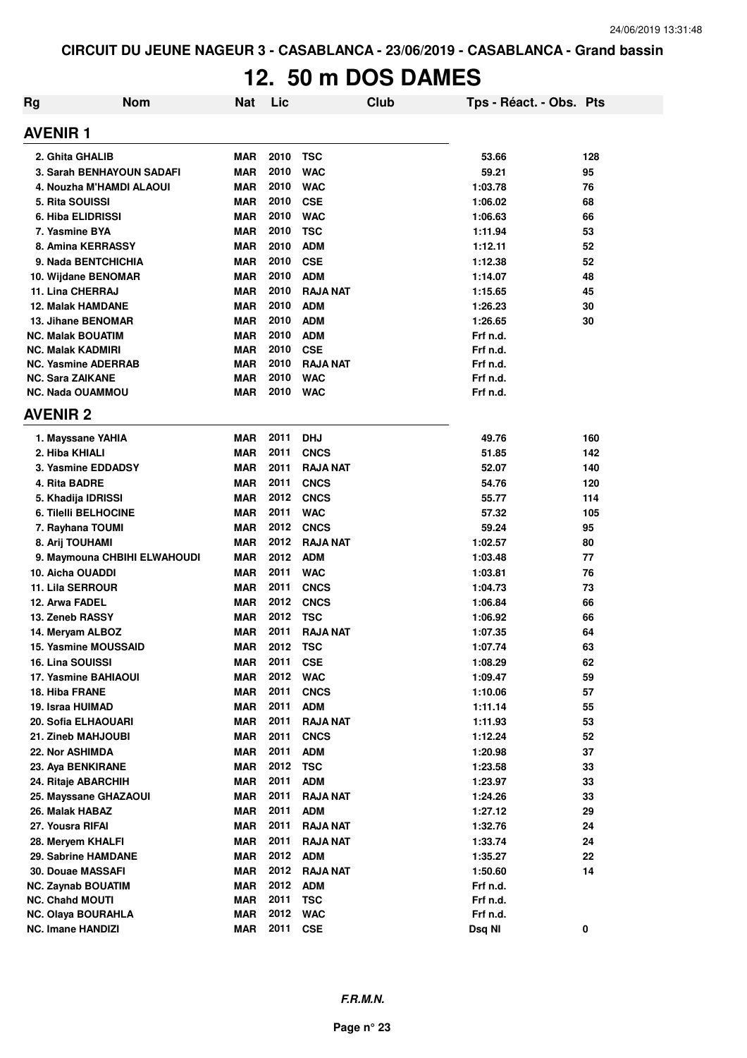CIRCUIT DU JEUNE NAGEUR 3 - CASABLANCA - 23/06/2019 - CASABLANCA - Grand bassin

# 12. 50 m DOS DAMES

| Rg | Nom | Nat | Lic | Club | Tps - Réact. - Obs. | Pts |
|---|---|---|---|---|---|---|
| **AVENIR 1** | | | | | | |
| 2. | Ghita GHALIB | MAR | 2010 | TSC | 53.66 | 128 |
| 3. | Sarah BENHAYOUN SADAFI | MAR | 2010 | WAC | 59.21 | 95 |
| 4. | Nouzha M'HAMDI ALAOUI | MAR | 2010 | WAC | 1:03.78 | 76 |
| 5. | Rita SOUISSI | MAR | 2010 | CSE | 1:06.02 | 68 |
| 6. | Hiba ELIDRISSI | MAR | 2010 | WAC | 1:06.63 | 66 |
| 7. | Yasmine BYA | MAR | 2010 | TSC | 1:11.94 | 53 |
| 8. | Amina KERRASSY | MAR | 2010 | ADM | 1:12.11 | 52 |
| 9. | Nada BENTCHICHIA | MAR | 2010 | CSE | 1:12.38 | 52 |
| 10. | Wijdane BENOMAR | MAR | 2010 | ADM | 1:14.07 | 48 |
| 11. | Lina CHERRAJ | MAR | 2010 | RAJA NAT | 1:15.65 | 45 |
| 12. | Malak HAMDANE | MAR | 2010 | ADM | 1:26.23 | 30 |
| 13. | Jihane BENOMAR | MAR | 2010 | ADM | 1:26.65 | 30 |
| NC. | Malak BOUATIM | MAR | 2010 | ADM | Frf n.d. | |
| NC. | Malak KADMIRI | MAR | 2010 | CSE | Frf n.d. | |
| NC. | Yasmine ADERRAB | MAR | 2010 | RAJA NAT | Frf n.d. | |
| NC. | Sara ZAIKANE | MAR | 2010 | WAC | Frf n.d. | |
| NC. | Nada OUAMMOU | MAR | 2010 | WAC | Frf n.d. | |
| **AVENIR 2** | | | | | | |
| 1. | Mayssane YAHIA | MAR | 2011 | DHJ | 49.76 | 160 |
| 2. | Hiba KHIALI | MAR | 2011 | CNCS | 51.85 | 142 |
| 3. | Yasmine EDDADSY | MAR | 2011 | RAJA NAT | 52.07 | 140 |
| 4. | Rita BADRE | MAR | 2011 | CNCS | 54.76 | 120 |
| 5. | Khadija IDRISSI | MAR | 2012 | CNCS | 55.77 | 114 |
| 6. | Tilelli BELHOCINE | MAR | 2011 | WAC | 57.32 | 105 |
| 7. | Rayhana TOUMI | MAR | 2012 | CNCS | 59.24 | 95 |
| 8. | Arij TOUHAMI | MAR | 2012 | RAJA NAT | 1:02.57 | 80 |
| 9. | Maymouna CHBIHI ELWAHOUDI | MAR | 2012 | ADM | 1:03.48 | 77 |
| 10. | Aicha OUADDI | MAR | 2011 | WAC | 1:03.81 | 76 |
| 11. | Lila SERROUR | MAR | 2011 | CNCS | 1:04.73 | 73 |
| 12. | Arwa FADEL | MAR | 2012 | CNCS | 1:06.84 | 66 |
| 13. | Zeneb RASSY | MAR | 2012 | TSC | 1:06.92 | 66 |
| 14. | Meryam ALBOZ | MAR | 2011 | RAJA NAT | 1:07.35 | 64 |
| 15. | Yasmine MOUSSAID | MAR | 2012 | TSC | 1:07.74 | 63 |
| 16. | Lina SOUISSI | MAR | 2011 | CSE | 1:08.29 | 62 |
| 17. | Yasmine BAHIAOUI | MAR | 2012 | WAC | 1:09.47 | 59 |
| 18. | Hiba FRANE | MAR | 2011 | CNCS | 1:10.06 | 57 |
| 19. | Israa HUIMAD | MAR | 2011 | ADM | 1:11.14 | 55 |
| 20. | Sofia ELHAOUARI | MAR | 2011 | RAJA NAT | 1:11.93 | 53 |
| 21. | Zineb MAHJOUBI | MAR | 2011 | CNCS | 1:12.24 | 52 |
| 22. | Nor ASHIMDA | MAR | 2011 | ADM | 1:20.98 | 37 |
| 23. | Aya BENKIRANE | MAR | 2012 | TSC | 1:23.58 | 33 |
| 24. | Ritaje ABARCHIH | MAR | 2011 | ADM | 1:23.97 | 33 |
| 25. | Mayssane GHAZAOUI | MAR | 2011 | RAJA NAT | 1:24.26 | 33 |
| 26. | Malak HABAZ | MAR | 2011 | ADM | 1:27.12 | 29 |
| 27. | Yousra RIFAI | MAR | 2011 | RAJA NAT | 1:32.76 | 24 |
| 28. | Meryem KHALFI | MAR | 2011 | RAJA NAT | 1:33.74 | 24 |
| 29. | Sabrine HAMDANE | MAR | 2012 | ADM | 1:35.27 | 22 |
| 30. | Douae MASSAFI | MAR | 2012 | RAJA NAT | 1:50.60 | 14 |
| NC. | Zaynab BOUATIM | MAR | 2012 | ADM | Frf n.d. | |
| NC. | Chahd MOUTI | MAR | 2011 | TSC | Frf n.d. | |
| NC. | Olaya BOURAHLA | MAR | 2012 | WAC | Frf n.d. | |
| NC. | Imane HANDIZI | MAR | 2011 | CSE | Dsq NI | 0 |

*F.R.M.N.*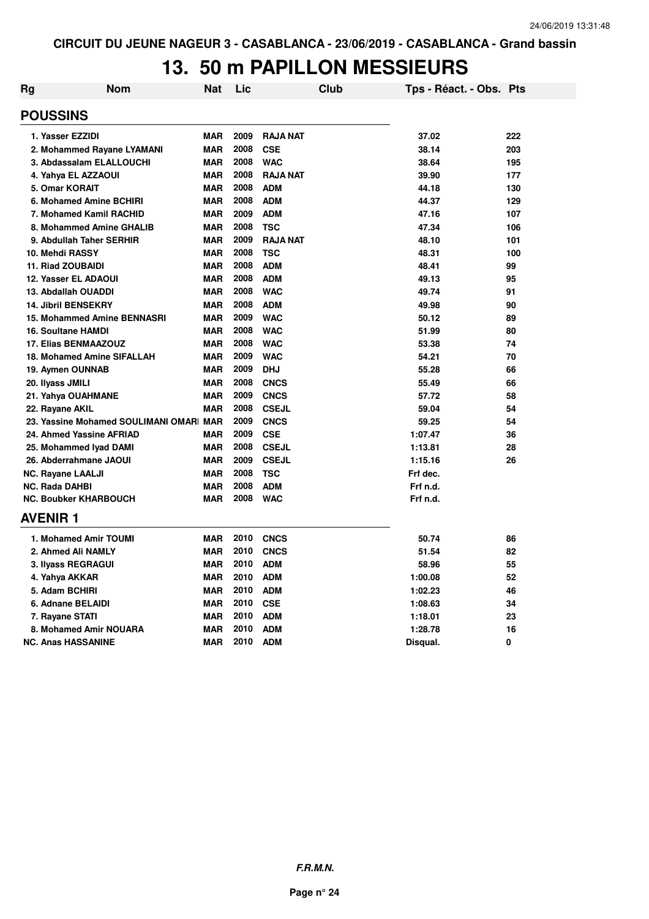CIRCUIT DU JEUNE NAGEUR 3 - CASABLANCA - 23/06/2019 - CASABLANCA - Grand bassin

# 13. 50 m PAPILLON MESSIEURS

| Rg | Nom | Nat | Lic | Club | Tps - Réact. - Obs. | Pts |
|---|---|---|---|---|---|---|
| **POUSSINS** | | | | | | |
| 1. | Yasser EZZIDI | MAR | 2009 | RAJA NAT | 37.02 | 222 |
| 2. | Mohammed Rayane LYAMANI | MAR | 2008 | CSE | 38.14 | 203 |
| 3. | Abdassalam ELALLOUCHI | MAR | 2008 | WAC | 38.64 | 195 |
| 4. | Yahya EL AZZAOUI | MAR | 2008 | RAJA NAT | 39.90 | 177 |
| 5. | Omar KORAIT | MAR | 2008 | ADM | 44.18 | 130 |
| 6. | Mohamed Amine BCHIRI | MAR | 2008 | ADM | 44.37 | 129 |
| 7. | Mohamed Kamil RACHID | MAR | 2009 | ADM | 47.16 | 107 |
| 8. | Mohammed Amine GHALIB | MAR | 2008 | TSC | 47.34 | 106 |
| 9. | Abdullah Taher SERHIR | MAR | 2009 | RAJA NAT | 48.10 | 101 |
| 10. | Mehdi RASSY | MAR | 2008 | TSC | 48.31 | 100 |
| 11. | Riad ZOUBAIDI | MAR | 2008 | ADM | 48.41 | 99 |
| 12. | Yasser EL ADAOUI | MAR | 2008 | ADM | 49.13 | 95 |
| 13. | Abdallah OUADDI | MAR | 2008 | WAC | 49.74 | 91 |
| 14. | Jibril BENSEKRY | MAR | 2008 | ADM | 49.98 | 90 |
| 15. | Mohammed Amine BENNASRI | MAR | 2009 | WAC | 50.12 | 89 |
| 16. | Soultane HAMDI | MAR | 2008 | WAC | 51.99 | 80 |
| 17. | Elias BENMAAZOUZ | MAR | 2008 | WAC | 53.38 | 74 |
| 18. | Mohamed Amine SIFALLAH | MAR | 2009 | WAC | 54.21 | 70 |
| 19. | Aymen OUNNAB | MAR | 2009 | DHJ | 55.28 | 66 |
| 20. | Ilyass JMILI | MAR | 2008 | CNCS | 55.49 | 66 |
| 21. | Yahya OUAHMANE | MAR | 2009 | CNCS | 57.72 | 58 |
| 22. | Rayane AKIL | MAR | 2008 | CSEJL | 59.04 | 54 |
| 23. | Yassine Mohamed SOULIMANI OMARI | MAR | 2009 | CNCS | 59.25 | 54 |
| 24. | Ahmed Yassine AFRIAD | MAR | 2009 | CSE | 1:07.47 | 36 |
| 25. | Mohammed Iyad DAMI | MAR | 2008 | CSEJL | 1:13.81 | 28 |
| 26. | Abderrahmane JAOUI | MAR | 2009 | CSEJL | 1:15.16 | 26 |
| NC. | Rayane LAALJI | MAR | 2008 | TSC | Frf dec. | |
| NC. | Rada DAHBI | MAR | 2008 | ADM | Frf n.d. | |
| NC. | Boubker KHARBOUCH | MAR | 2008 | WAC | Frf n.d. | |
| **AVENIR 1** | | | | | | |
| 1. | Mohamed Amir TOUMI | MAR | 2010 | CNCS | 50.74 | 86 |
| 2. | Ahmed Ali NAMLY | MAR | 2010 | CNCS | 51.54 | 82 |
| 3. | Ilyass REGRAGUI | MAR | 2010 | ADM | 58.96 | 55 |
| 4. | Yahya AKKAR | MAR | 2010 | ADM | 1:00.08 | 52 |
| 5. | Adam BCHIRI | MAR | 2010 | ADM | 1:02.23 | 46 |
| 6. | Adnane BELAIDI | MAR | 2010 | CSE | 1:08.63 | 34 |
| 7. | Rayane STATI | MAR | 2010 | ADM | 1:18.01 | 23 |
| 8. | Mohamed Amir NOUARA | MAR | 2010 | ADM | 1:28.78 | 16 |
| NC. | Anas HASSANINE | MAR | 2010 | ADM | Disqual. | 0 |

*F.R.M.N.*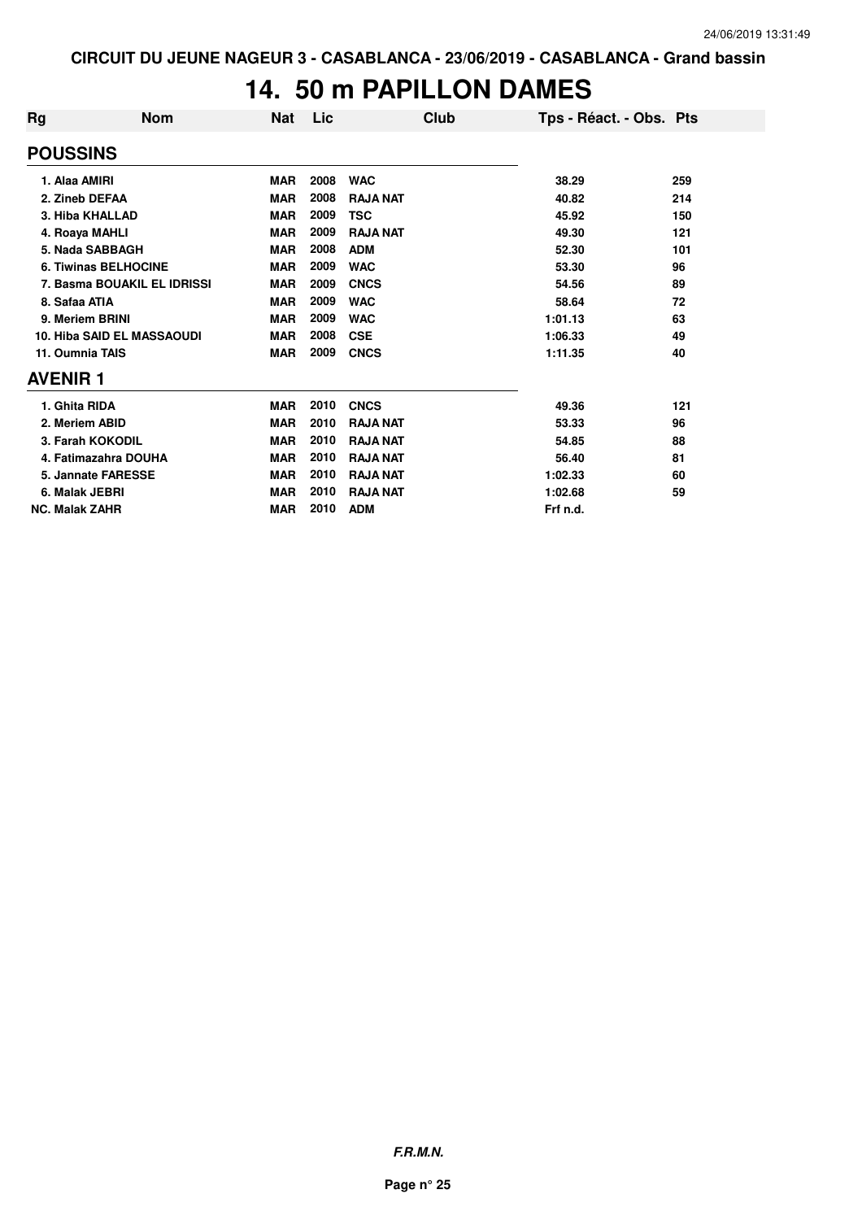CIRCUIT DU JEUNE NAGEUR 3 - CASABLANCA - 23/06/2019 - CASABLANCA - Grand bassin

# 14. 50 m PAPILLON DAMES

| Rg | Nom | Nat | Lic | Club | Tps - Réact. - Obs. | Pts |
|---|---|---|---|---|---|---|
| **POUSSINS** | | | | | | |
| 1. | Alaa AMIRI | MAR | 2008 | WAC | 38.29 | 259 |
| 2. | Zineb DEFAA | MAR | 2008 | RAJA NAT | 40.82 | 214 |
| 3. | Hiba KHALLAD | MAR | 2009 | TSC | 45.92 | 150 |
| 4. | Roaya MAHLI | MAR | 2009 | RAJA NAT | 49.30 | 121 |
| 5. | Nada SABBAGH | MAR | 2008 | ADM | 52.30 | 101 |
| 6. | Tiwinas BELHOCINE | MAR | 2009 | WAC | 53.30 | 96 |
| 7. | Basma BOUAKIL EL IDRISSI | MAR | 2009 | CNCS | 54.56 | 89 |
| 8. | Safaa ATIA | MAR | 2009 | WAC | 58.64 | 72 |
| 9. | Meriem BRINI | MAR | 2009 | WAC | 1:01.13 | 63 |
| 10. | Hiba SAID EL MASSAOUDI | MAR | 2008 | CSE | 1:06.33 | 49 |
| 11. | Oumnia TAIS | MAR | 2009 | CNCS | 1:11.35 | 40 |
| **AVENIR 1** | | | | | | |
| 1. | Ghita RIDA | MAR | 2010 | CNCS | 49.36 | 121 |
| 2. | Meriem ABID | MAR | 2010 | RAJA NAT | 53.33 | 96 |
| 3. | Farah KOKODIL | MAR | 2010 | RAJA NAT | 54.85 | 88 |
| 4. | Fatimazahra DOUHA | MAR | 2010 | RAJA NAT | 56.40 | 81 |
| 5. | Jannate FARESSE | MAR | 2010 | RAJA NAT | 1:02.33 | 60 |
| 6. | Malak JEBRI | MAR | 2010 | RAJA NAT | 1:02.68 | 59 |
| NC. | Malak ZAHR | MAR | 2010 | ADM | Frf n.d. | |

*F.R.M.N.*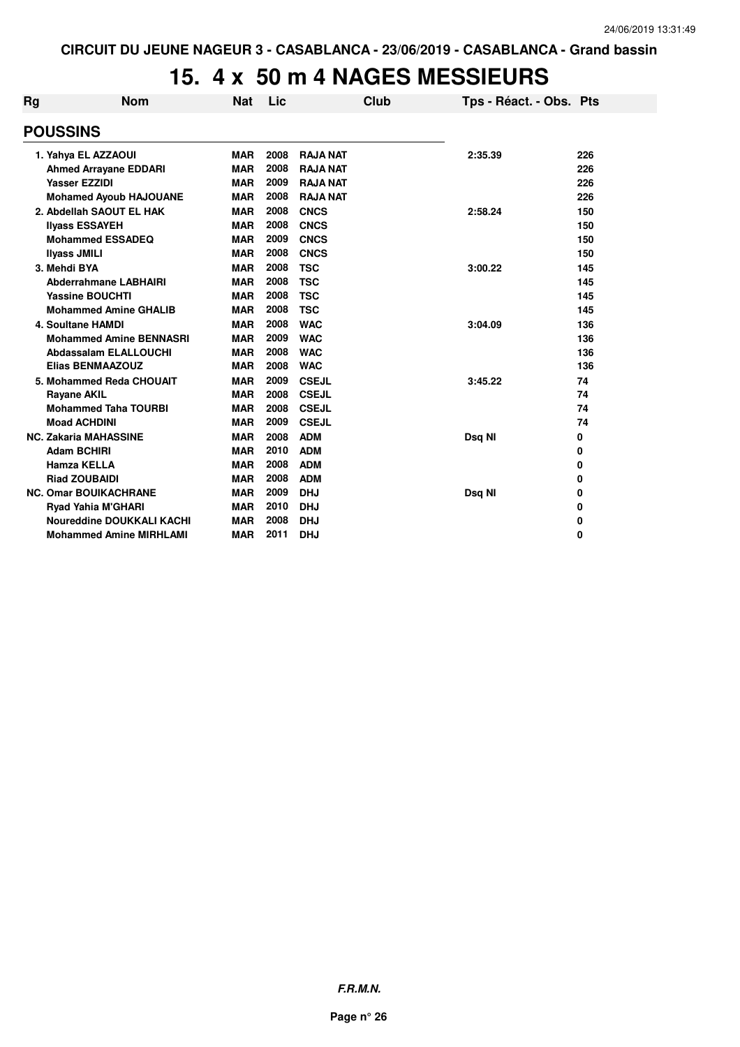CIRCUIT DU JEUNE NAGEUR 3 - CASABLANCA - 23/06/2019 - CASABLANCA - Grand bassin

# 15. 4 x 50 m 4 NAGES MESSIEURS

| Rg | Nom | Nat | Lic | Club | Tps - Réact. - Obs. | Pts |
|---|---|---|---|---|---|---|
| **POUSSINS** | | | | | | |
| 1. | Yahya EL AZZAOUI | MAR | 2008 | RAJA NAT | 2:35.39 | 226 |
| | Ahmed Arrayane EDDARI | MAR | 2008 | RAJA NAT | | 226 |
| | Yasser EZZIDI | MAR | 2009 | RAJA NAT | | 226 |
| | Mohamed Ayoub HAJOUANE | MAR | 2008 | RAJA NAT | | 226 |
| 2. | Abdellah SAOUT EL HAK | MAR | 2008 | CNCS | 2:58.24 | 150 |
| | Ilyass ESSAYEH | MAR | 2008 | CNCS | | 150 |
| | Mohammed ESSADEQ | MAR | 2009 | CNCS | | 150 |
| | Ilyass JMILI | MAR | 2008 | CNCS | | 150 |
| 3. | Mehdi BYA | MAR | 2008 | TSC | 3:00.22 | 145 |
| | Abderrahmane LABHAIRI | MAR | 2008 | TSC | | 145 |
| | Yassine BOUCHTI | MAR | 2008 | TSC | | 145 |
| | Mohammed Amine GHALIB | MAR | 2008 | TSC | | 145 |
| 4. | Soultane HAMDI | MAR | 2008 | WAC | 3:04.09 | 136 |
| | Mohammed Amine BENNASRI | MAR | 2009 | WAC | | 136 |
| | Abdassalam ELALLOUCHI | MAR | 2008 | WAC | | 136 |
| | Elias BENMAAZOUZ | MAR | 2008 | WAC | | 136 |
| 5. | Mohammed Reda CHOUAIT | MAR | 2009 | CSEJL | 3:45.22 | 74 |
| | Rayane AKIL | MAR | 2008 | CSEJL | | 74 |
| | Mohammed Taha TOURBI | MAR | 2008 | CSEJL | | 74 |
| | Moad ACHDINI | MAR | 2009 | CSEJL | | 74 |
| NC. | Zakaria MAHASSINE | MAR | 2008 | ADM | Dsq NI | 0 |
| | Adam BCHIRI | MAR | 2010 | ADM | | 0 |
| | Hamza KELLA | MAR | 2008 | ADM | | 0 |
| | Riad ZOUBAIDI | MAR | 2008 | ADM | | 0 |
| NC. | Omar BOUIKACHRANE | MAR | 2009 | DHJ | Dsq NI | 0 |
| | Ryad Yahia M'GHARI | MAR | 2010 | DHJ | | 0 |
| | Noureddine DOUKKALI KACHI | MAR | 2008 | DHJ | | 0 |
| | Mohammed Amine MIRHLAMI | MAR | 2011 | DHJ | | 0 |

*F.R.M.N.*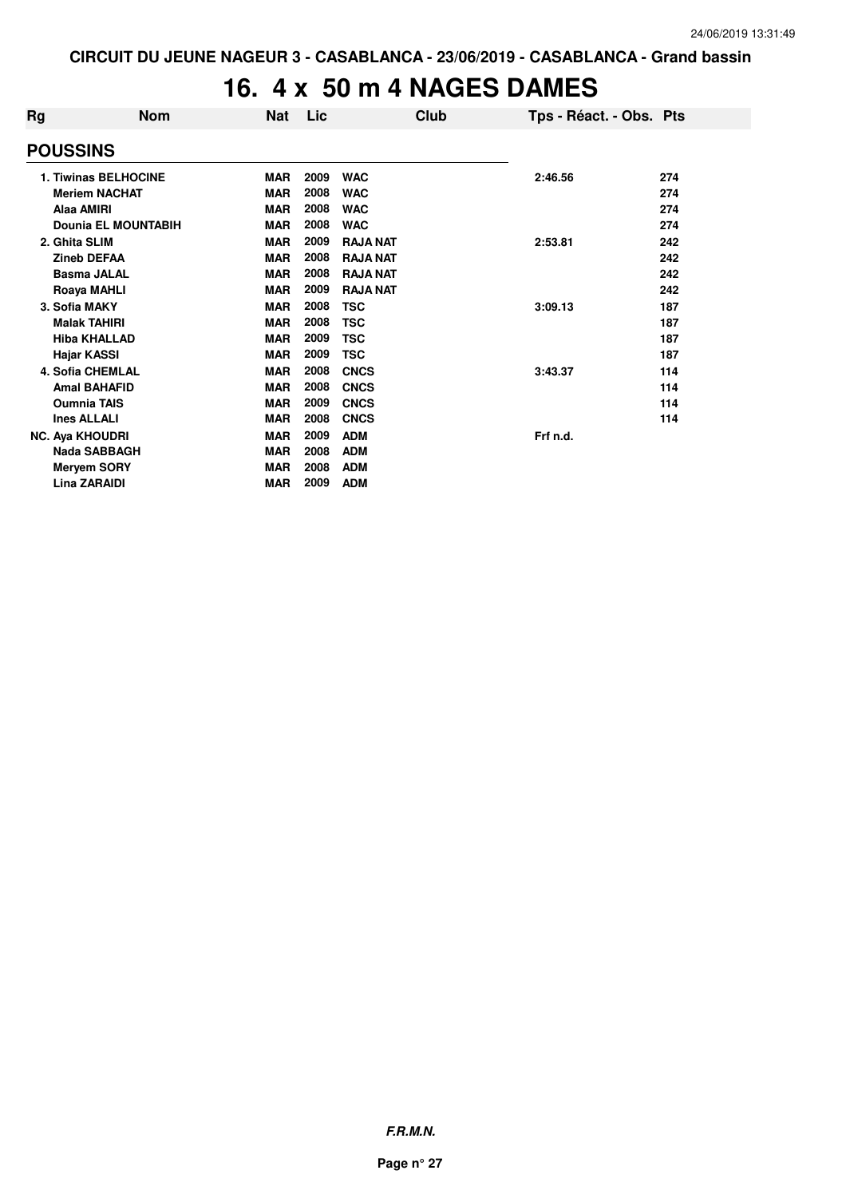CIRCUIT DU JEUNE NAGEUR 3 - CASABLANCA - 23/06/2019 - CASABLANCA - Grand bassin

# 16. 4 x 50 m 4 NAGES DAMES

| Rg | Nom | Nat | Lic | Club | Tps - Réact. - Obs. | Pts |
|---|---|---|---|---|---|---|
| **POUSSINS** | | | | | | |
| 1. | Tiwinas BELHOCINE | MAR | 2009 | WAC | 2:46.56 | 274 |
| | Meriem NACHAT | MAR | 2008 | WAC | | 274 |
| | Alaa AMIRI | MAR | 2008 | WAC | | 274 |
| | Dounia EL MOUNTABIH | MAR | 2008 | WAC | | 274 |
| 2. | Ghita SLIM | MAR | 2009 | RAJA NAT | 2:53.81 | 242 |
| | Zineb DEFAA | MAR | 2008 | RAJA NAT | | 242 |
| | Basma JALAL | MAR | 2008 | RAJA NAT | | 242 |
| | Roaya MAHLI | MAR | 2009 | RAJA NAT | | 242 |
| 3. | Sofia MAKY | MAR | 2008 | TSC | 3:09.13 | 187 |
| | Malak TAHIRI | MAR | 2008 | TSC | | 187 |
| | Hiba KHALLAD | MAR | 2009 | TSC | | 187 |
| | Hajar KASSI | MAR | 2009 | TSC | | 187 |
| 4. | Sofia CHEMLAL | MAR | 2008 | CNCS | 3:43.37 | 114 |
| | Amal BAHAFID | MAR | 2008 | CNCS | | 114 |
| | Oumnia TAIS | MAR | 2009 | CNCS | | 114 |
| | Ines ALLALI | MAR | 2008 | CNCS | | 114 |
| NC. | Aya KHOUDRI | MAR | 2009 | ADM | Frf n.d. | |
| | Nada SABBAGH | MAR | 2008 | ADM | | |
| | Meryem SORY | MAR | 2008 | ADM | | |
| | Lina ZARAIDI | MAR | 2009 | ADM | | |

*F.R.M.N.*